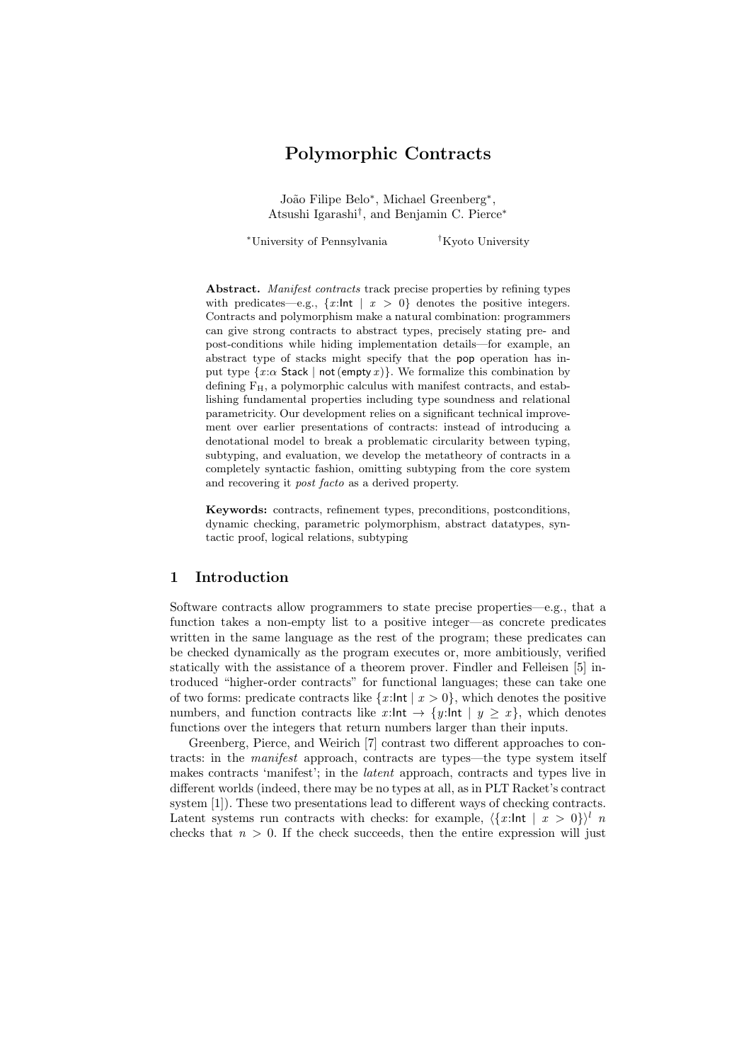# Polymorphic Contracts

João Filipe Belo*, Michael Greenberg*, Atsushi Igarashi†, and Benjamin C. Pierce*

*University of Pennsylvania †Kyoto University

**Abstract.** *Manifest contracts* track precise properties by refining types with predicates—e.g., $\{x{:}\mathsf{Int} \mid x > 0\}$ denotes the positive integers. Contracts and polymorphism make a natural combination: programmers can give strong contracts to abstract types, precisely stating pre- and post-conditions while hiding implementation details—for example, an abstract type of stacks might specify that the $\mathsf{pop}$ operation has input type $\{x{:}\alpha\ \mathsf{Stack} \mid \mathsf{not}\,(\mathsf{empty}\,x)\}$. We formalize this combination by defining $\mathrm{F_H}$, a polymorphic calculus with manifest contracts, and establishing fundamental properties including type soundness and relational parametricity. Our development relies on a significant technical improvement over earlier presentations of contracts: instead of introducing a denotational model to break a problematic circularity between typing, subtyping, and evaluation, we develop the metatheory of contracts in a completely syntactic fashion, omitting subtyping from the core system and recovering it *post facto* as a derived property.

**Keywords:** contracts, refinement types, preconditions, postconditions, dynamic checking, parametric polymorphism, abstract datatypes, syntactic proof, logical relations, subtyping

## 1 Introduction

Software contracts allow programmers to state precise properties—e.g., that a function takes a non-empty list to a positive integer—as concrete predicates written in the same language as the rest of the program; these predicates can be checked dynamically as the program executes or, more ambitiously, verified statically with the assistance of a theorem prover. Findler and Felleisen [5] introduced "higher-order contracts" for functional languages; these can take one of two forms: predicate contracts like $\{x{:}\mathsf{Int} \mid x > 0\}$, which denotes the positive numbers, and function contracts like $x{:}\mathsf{Int} \to \{y{:}\mathsf{Int} \mid y \geq x\}$, which denotes functions over the integers that return numbers larger than their inputs.

Greenberg, Pierce, and Weirich [7] contrast two different approaches to contracts: in the *manifest* approach, contracts are types—the type system itself makes contracts 'manifest'; in the *latent* approach, contracts and types live in different worlds (indeed, there may be no types at all, as in PLT Racket's contract system [1]). These two presentations lead to different ways of checking contracts. Latent systems run contracts with checks: for example, $\langle\{x{:}\mathsf{Int} \mid x > 0\}\rangle^l\ n$ checks that $n > 0$. If the check succeeds, then the entire expression will just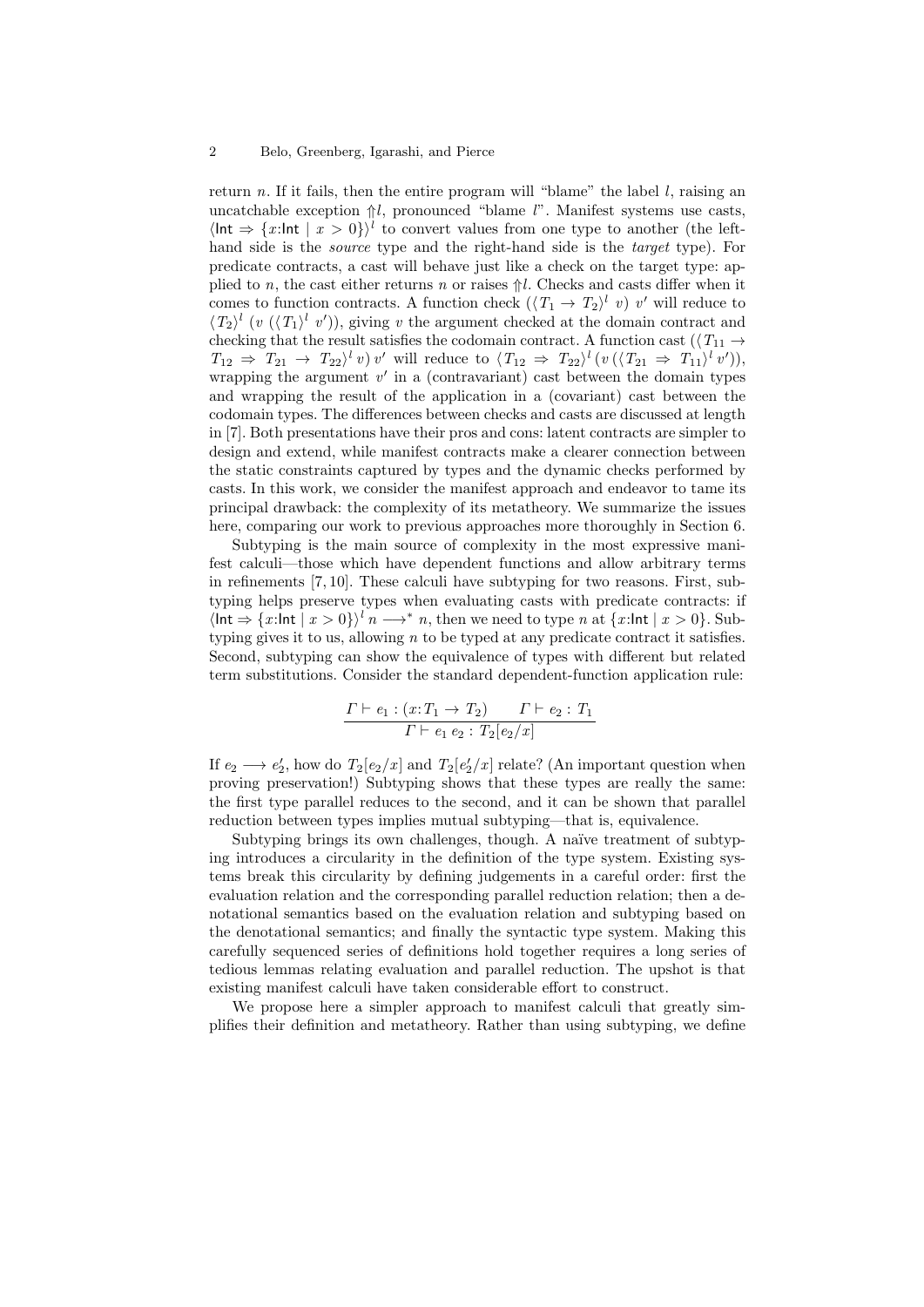return $n$. If it fails, then the entire program will "blame" the label $l$, raising an uncatchable exception $\Uparrow l$, pronounced "blame $l$". Manifest systems use casts, $\langle \mathsf{Int} \Rightarrow \{x{:}\mathsf{Int} \mid x > 0\}\rangle^l$ to convert values from one type to another (the left-hand side is the *source* type and the right-hand side is the *target* type). For predicate contracts, a cast will behave just like a check on the target type: applied to $n$, the cast either returns $n$ or raises $\Uparrow l$. Checks and casts differ when it comes to function contracts. A function check $(\langle T_1 \to T_2\rangle^l \; v) \; v'$ will reduce to $\langle T_2\rangle^l \; (v \; (\langle T_1\rangle^l \; v'))$, giving $v$ the argument checked at the domain contract and checking that the result satisfies the codomain contract. A function cast $(\langle T_{11} \to T_{12} \Rightarrow T_{21} \to T_{22}\rangle^l \, v) \, v'$ will reduce to $\langle T_{12} \Rightarrow T_{22}\rangle^l \, (v \, (\langle T_{21} \Rightarrow T_{11}\rangle^l \, v'))$, wrapping the argument $v'$ in a (contravariant) cast between the domain types and wrapping the result of the application in a (covariant) cast between the codomain types. The differences between checks and casts are discussed at length in [7]. Both presentations have their pros and cons: latent contracts are simpler to design and extend, while manifest contracts make a clearer connection between the static constraints captured by types and the dynamic checks performed by casts. In this work, we consider the manifest approach and endeavor to tame its principal drawback: the complexity of its metatheory. We summarize the issues here, comparing our work to previous approaches more thoroughly in Section 6.

Subtyping is the main source of complexity in the most expressive manifest calculi—those which have dependent functions and allow arbitrary terms in refinements [7, 10]. These calculi have subtyping for two reasons. First, subtyping helps preserve types when evaluating casts with predicate contracts: if $\langle \mathsf{Int} \Rightarrow \{x{:}\mathsf{Int} \mid x > 0\}\rangle^l \, n \longrightarrow^* n$, then we need to type $n$ at $\{x{:}\mathsf{Int} \mid x > 0\}$. Subtyping gives it to us, allowing $n$ to be typed at any predicate contract it satisfies. Second, subtyping can show the equivalence of types with different but related term substitutions. Consider the standard dependent-function application rule:

$$\frac{\Gamma \vdash e_1 : (x{:}T_1 \to T_2) \qquad \Gamma \vdash e_2 : T_1}{\Gamma \vdash e_1 \; e_2 : T_2[e_2/x]}$$

If $e_2 \longrightarrow e_2'$, how do $T_2[e_2/x]$ and $T_2[e_2'/x]$ relate? (An important question when proving preservation!) Subtyping shows that these types are really the same: the first type parallel reduces to the second, and it can be shown that parallel reduction between types implies mutual subtyping—that is, equivalence.

Subtyping brings its own challenges, though. A naïve treatment of subtyping introduces a circularity in the definition of the type system. Existing systems break this circularity by defining judgements in a careful order: first the evaluation relation and the corresponding parallel reduction relation; then a denotational semantics based on the evaluation relation and subtyping based on the denotational semantics; and finally the syntactic type system. Making this carefully sequenced series of definitions hold together requires a long series of tedious lemmas relating evaluation and parallel reduction. The upshot is that existing manifest calculi have taken considerable effort to construct.

We propose here a simpler approach to manifest calculi that greatly simplifies their definition and metatheory. Rather than using subtyping, we define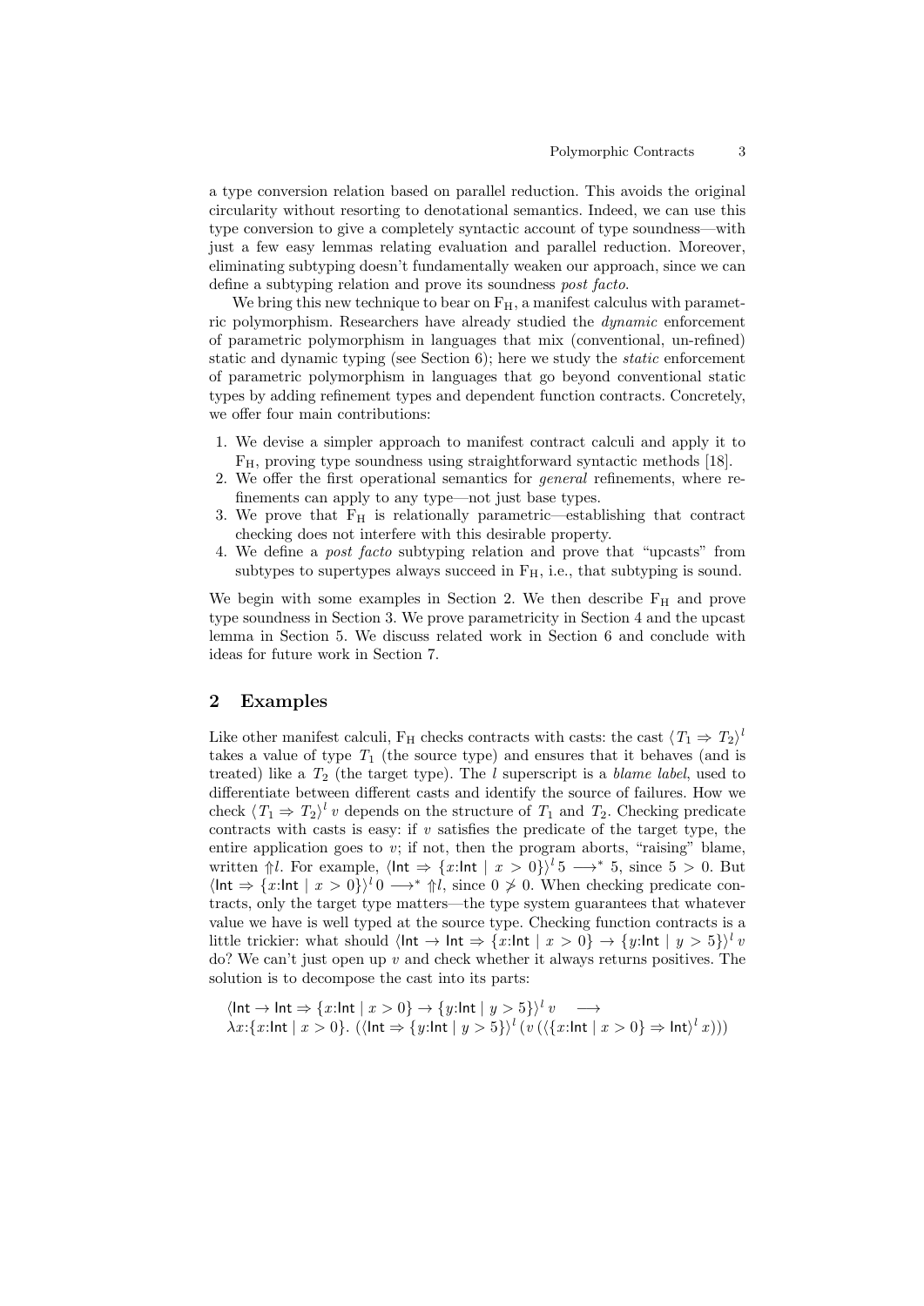a type conversion relation based on parallel reduction. This avoids the original circularity without resorting to denotational semantics. Indeed, we can use this type conversion to give a completely syntactic account of type soundness—with just a few easy lemmas relating evaluation and parallel reduction. Moreover, eliminating subtyping doesn't fundamentally weaken our approach, since we can define a subtyping relation and prove its soundness *post facto*.

We bring this new technique to bear on $\mathrm{F_H}$, a manifest calculus with parametric polymorphism. Researchers have already studied the *dynamic* enforcement of parametric polymorphism in languages that mix (conventional, un-refined) static and dynamic typing (see Section 6); here we study the *static* enforcement of parametric polymorphism in languages that go beyond conventional static types by adding refinement types and dependent function contracts. Concretely, we offer four main contributions:

1. We devise a simpler approach to manifest contract calculi and apply it to $\mathrm{F_H}$, proving type soundness using straightforward syntactic methods [18].
2. We offer the first operational semantics for *general* refinements, where refinements can apply to any type—not just base types.
3. We prove that $\mathrm{F_H}$ is relationally parametric—establishing that contract checking does not interfere with this desirable property.
4. We define a *post facto* subtyping relation and prove that "upcasts" from subtypes to supertypes always succeed in $\mathrm{F_H}$, i.e., that subtyping is sound.

We begin with some examples in Section 2. We then describe $\mathrm{F_H}$ and prove type soundness in Section 3. We prove parametricity in Section 4 and the upcast lemma in Section 5. We discuss related work in Section 6 and conclude with ideas for future work in Section 7.

## 2 Examples

Like other manifest calculi, $\mathrm{F_H}$ checks contracts with casts: the cast $\langle T_1 \Rightarrow T_2 \rangle^l$ takes a value of type $T_1$ (the source type) and ensures that it behaves (and is treated) like a $T_2$ (the target type). The $l$ superscript is a *blame label*, used to differentiate between different casts and identify the source of failures. How we check $\langle T_1 \Rightarrow T_2 \rangle^l\, v$ depends on the structure of $T_1$ and $T_2$. Checking predicate contracts with casts is easy: if $v$ satisfies the predicate of the target type, the entire application goes to $v$; if not, then the program aborts, "raising" blame, written $\Uparrow l$. For example, $\langle \mathsf{Int} \Rightarrow \{x{:}\mathsf{Int} \mid x > 0\} \rangle^l\, 5 \longrightarrow^* 5$, since $5 > 0$. But $\langle \mathsf{Int} \Rightarrow \{x{:}\mathsf{Int} \mid x > 0\} \rangle^l\, 0 \longrightarrow^* \Uparrow l$, since $0 \not> 0$. When checking predicate contracts, only the target type matters—the type system guarantees that whatever value we have is well typed at the source type. Checking function contracts is a little trickier: what should $\langle \mathsf{Int} \to \mathsf{Int} \Rightarrow \{x{:}\mathsf{Int} \mid x > 0\} \to \{y{:}\mathsf{Int} \mid y > 5\} \rangle^l\, v$ do? We can't just open up $v$ and check whether it always returns positives. The solution is to decompose the cast into its parts:

$$\begin{array}{l}\langle \mathsf{Int} \to \mathsf{Int} \Rightarrow \{x{:}\mathsf{Int} \mid x > 0\} \to \{y{:}\mathsf{Int} \mid y > 5\} \rangle^l\, v \quad \longrightarrow \\ \lambda x{:}\{x{:}\mathsf{Int} \mid x > 0\}.\ (\langle \mathsf{Int} \Rightarrow \{y{:}\mathsf{Int} \mid y > 5\} \rangle^l\, (v\, (\langle \{x{:}\mathsf{Int} \mid x > 0\} \Rightarrow \mathsf{Int} \rangle^l\, x)))\end{array}$$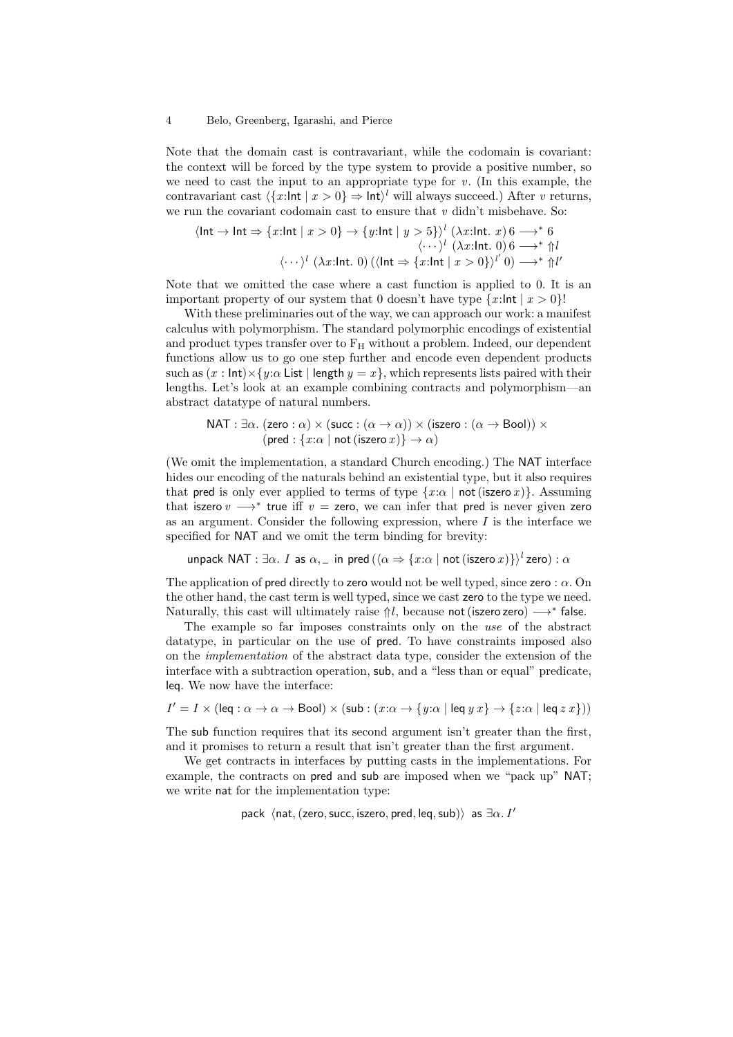Note that the domain cast is contravariant, while the codomain is covariant: the context will be forced by the type system to provide a positive number, so we need to cast the input to an appropriate type for $v$. (In this example, the contravariant cast $\langle \{x{:}\mathsf{Int} \mid x > 0\} \Rightarrow \mathsf{Int}\rangle^l$ will always succeed.) After $v$ returns, we run the covariant codomain cast to ensure that $v$ didn't misbehave. So:

$$\begin{aligned}
\langle \mathsf{Int} \to \mathsf{Int} \Rightarrow \{x{:}\mathsf{Int} \mid x > 0\} \to \{y{:}\mathsf{Int} \mid y > 5\}\rangle^l \; (\lambda x{:}\mathsf{Int}.\; x)\, 6 &\longrightarrow^* 6 \\
\langle \cdots \rangle^l \; (\lambda x{:}\mathsf{Int}.\; 0)\, 6 &\longrightarrow^* \Uparrow l \\
\langle \cdots \rangle^l \; (\lambda x{:}\mathsf{Int}.\; 0)\, (\langle \mathsf{Int} \Rightarrow \{x{:}\mathsf{Int} \mid x > 0\}\rangle^{l'}\, 0) &\longrightarrow^* \Uparrow l'
\end{aligned}$$

Note that we omitted the case where a cast function is applied to 0. It is an important property of our system that 0 doesn't have type $\{x{:}\mathsf{Int} \mid x > 0\}$!

With these preliminaries out of the way, we can approach our work: a manifest calculus with polymorphism. The standard polymorphic encodings of existential and product types transfer over to $\mathrm{F_H}$ without a problem. Indeed, our dependent functions allow us to go one step further and encode even dependent products such as $(x : \mathsf{Int}) \times \{y{:}\alpha\ \mathsf{List} \mid \mathsf{length}\ y = x\}$, which represents lists paired with their lengths. Let's look at an example combining contracts and polymorphism—an abstract datatype of natural numbers.

$$\begin{aligned}
\mathsf{NAT} : \exists\alpha.\; &(\mathsf{zero} : \alpha) \times (\mathsf{succ} : (\alpha \to \alpha)) \times (\mathsf{iszero} : (\alpha \to \mathsf{Bool})) \times \\
&(\mathsf{pred} : \{x{:}\alpha \mid \mathsf{not}\,(\mathsf{iszero}\,x)\} \to \alpha)
\end{aligned}$$

(We omit the implementation, a standard Church encoding.) The $\mathsf{NAT}$ interface hides our encoding of the naturals behind an existential type, but it also requires that $\mathsf{pred}$ is only ever applied to terms of type $\{x{:}\alpha \mid \mathsf{not}\,(\mathsf{iszero}\,x)\}$. Assuming that $\mathsf{iszero}\ v \longrightarrow^* \mathsf{true}$ iff $v = \mathsf{zero}$, we can infer that $\mathsf{pred}$ is never given $\mathsf{zero}$ as an argument. Consider the following expression, where $I$ is the interface we specified for $\mathsf{NAT}$ and we omit the term binding for brevity:

$$\mathsf{unpack}\ \mathsf{NAT} : \exists\alpha.\ I\ \mathsf{as}\ \alpha, \_\ \mathsf{in}\ \mathsf{pred}\,(\langle \alpha \Rightarrow \{x{:}\alpha \mid \mathsf{not}\,(\mathsf{iszero}\,x)\}\rangle^l\, \mathsf{zero}) : \alpha$$

The application of $\mathsf{pred}$ directly to $\mathsf{zero}$ would not be well typed, since $\mathsf{zero} : \alpha$. On the other hand, the cast term is well typed, since we cast $\mathsf{zero}$ to the type we need. Naturally, this cast will ultimately raise $\Uparrow l$, because $\mathsf{not}\,(\mathsf{iszero}\,\mathsf{zero}) \longrightarrow^* \mathsf{false}$.

The example so far imposes constraints only on the *use* of the abstract datatype, in particular on the use of $\mathsf{pred}$. To have constraints imposed also on the *implementation* of the abstract data type, consider the extension of the interface with a subtraction operation, $\mathsf{sub}$, and a "less than or equal" predicate, $\mathsf{leq}$. We now have the interface:

$$I' = I \times (\mathsf{leq} : \alpha \to \alpha \to \mathsf{Bool}) \times (\mathsf{sub} : (x{:}\alpha \to \{y{:}\alpha \mid \mathsf{leq}\ y\ x\} \to \{z{:}\alpha \mid \mathsf{leq}\ z\ x\}))$$

The $\mathsf{sub}$ function requires that its second argument isn't greater than the first, and it promises to return a result that isn't greater than the first argument.

We get contracts in interfaces by putting casts in the implementations. For example, the contracts on $\mathsf{pred}$ and $\mathsf{sub}$ are imposed when we "pack up" $\mathsf{NAT}$; we write $\mathsf{nat}$ for the implementation type:

$$\mathsf{pack}\ \ \langle \mathsf{nat}, (\mathsf{zero}, \mathsf{succ}, \mathsf{iszero}, \mathsf{pred}, \mathsf{leq}, \mathsf{sub})\rangle\ \ \mathsf{as}\ \exists\alpha.\ I'$$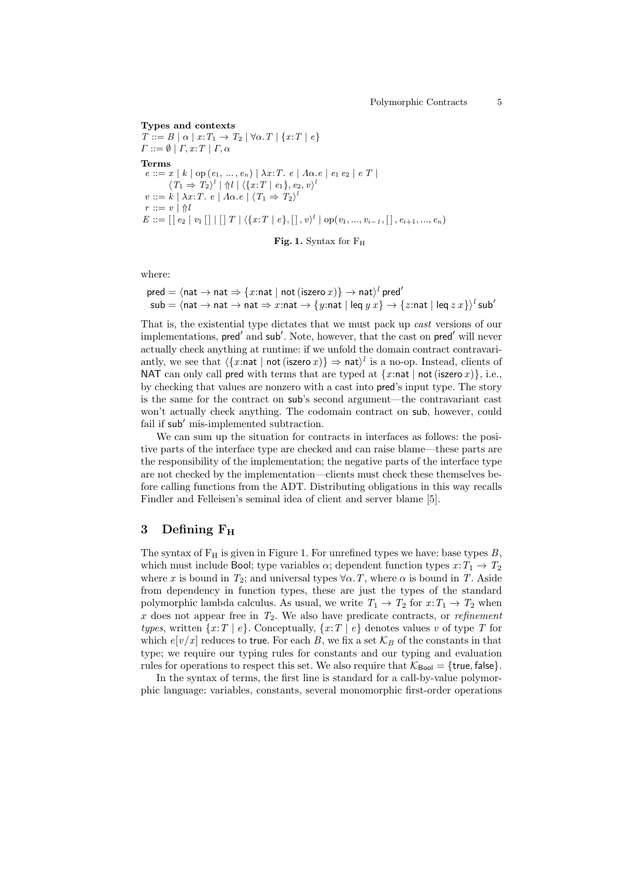**Types and contexts**

$T ::= B \mid \alpha \mid x{:}T_1 \to T_2 \mid \forall\alpha.\,T \mid \{x{:}T \mid e\}$

$\Gamma ::= \emptyset \mid \Gamma, x{:}T \mid \Gamma, \alpha$

**Terms**

$e ::= x \mid k \mid \mathrm{op}\,(e_1, \ldots, e_n) \mid \lambda x{:}T.\ e \mid \Lambda\alpha.e \mid e_1\ e_2 \mid e\ T \mid$
$\qquad \langle T_1 \Rightarrow T_2\rangle^l \mid \Uparrow l \mid \langle\{x{:}T \mid e_1\}, e_2, v\rangle^l$

$v ::= k \mid \lambda x{:}T.\ e \mid \Lambda\alpha.e \mid \langle T_1 \Rightarrow T_2\rangle^l$

$r ::= v \mid \Uparrow l$

$E ::= [\,]\ e_2 \mid v_1\,[\,] \mid [\,]\ T \mid \langle\{x{:}T \mid e\}, [\,], v\rangle^l \mid \mathrm{op}(v_1, \ldots, v_{i-1}, [\,], e_{i+1}, \ldots, e_n)$

**Fig. 1.** Syntax for $\mathrm{F_H}$

where:

$$\mathsf{pred} = \langle \mathsf{nat} \to \mathsf{nat} \Rightarrow \{x{:}\mathsf{nat} \mid \mathsf{not}\,(\mathsf{iszero}\,x)\} \to \mathsf{nat}\rangle^l\,\mathsf{pred}'$$
$$\mathsf{sub} = \langle \mathsf{nat} \to \mathsf{nat} \to \mathsf{nat} \Rightarrow x{:}\mathsf{nat} \to \{y{:}\mathsf{nat} \mid \mathsf{leq}\ y\ x\} \to \{z{:}\mathsf{nat} \mid \mathsf{leq}\ z\ x\}\rangle^l\,\mathsf{sub}'$$

That is, the existential type dictates that we must pack up *cast* versions of our implementations, $\mathsf{pred}'$ and $\mathsf{sub}'$. Note, however, that the cast on $\mathsf{pred}'$ will never actually check anything at runtime: if we unfold the domain contract contravariantly, we see that $\langle\{x{:}\mathsf{nat} \mid \mathsf{not}\,(\mathsf{iszero}\,x)\} \Rightarrow \mathsf{nat}\rangle^l$ is a no-op. Instead, clients of $\mathsf{NAT}$ can only call $\mathsf{pred}$ with terms that are typed at $\{x{:}\mathsf{nat} \mid \mathsf{not}\,(\mathsf{iszero}\,x)\}$, i.e., by checking that values are nonzero with a cast into $\mathsf{pred}$'s input type. The story is the same for the contract on $\mathsf{sub}$'s second argument—the contravariant cast won't actually check anything. The codomain contract on $\mathsf{sub}$, however, could fail if $\mathsf{sub}'$ mis-implemented subtraction.

We can sum up the situation for contracts in interfaces as follows: the positive parts of the interface type are checked and can raise blame—these parts are the responsibility of the implementation; the negative parts of the interface type are not checked by the implementation—clients must check these themselves before calling functions from the ADT. Distributing obligations in this way recalls Findler and Felleisen's seminal idea of client and server blame [5].

## 3 Defining $\mathrm{F_H}$

The syntax of $\mathrm{F_H}$ is given in Figure 1. For unrefined types we have: base types $B$, which must include $\mathsf{Bool}$; type variables $\alpha$; dependent function types $x{:}T_1 \to T_2$ where $x$ is bound in $T_2$; and universal types $\forall\alpha.\,T$, where $\alpha$ is bound in $T$. Aside from dependency in function types, these are just the types of the standard polymorphic lambda calculus. As usual, we write $T_1 \to T_2$ for $x{:}T_1 \to T_2$ when $x$ does not appear free in $T_2$. We also have predicate contracts, or *refinement types*, written $\{x{:}T \mid e\}$. Conceptually, $\{x{:}T \mid e\}$ denotes values $v$ of type $T$ for which $e[v/x]$ reduces to $\mathsf{true}$. For each $B$, we fix a set $\mathcal{K}_B$ of the constants in that type; we require our typing rules for constants and our typing and evaluation rules for operations to respect this set. We also require that $\mathcal{K}_{\mathsf{Bool}} = \{\mathsf{true}, \mathsf{false}\}$.

In the syntax of terms, the first line is standard for a call-by-value polymorphic language: variables, constants, several monomorphic first-order operations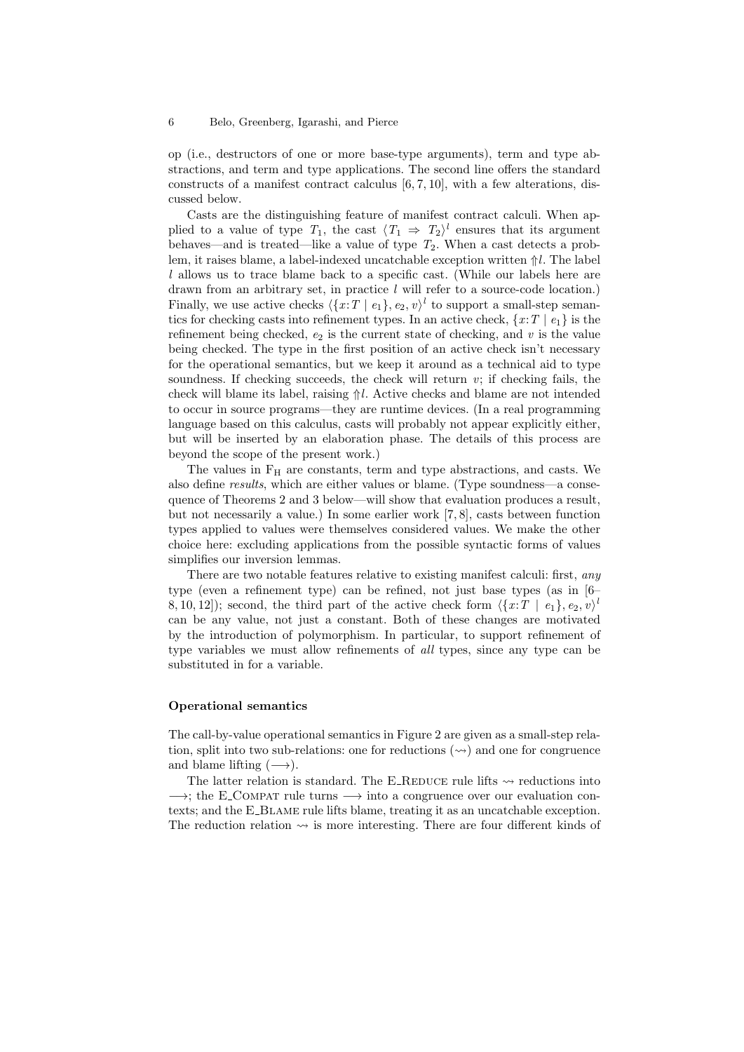op (i.e., destructors of one or more base-type arguments), term and type abstractions, and term and type applications. The second line offers the standard constructs of a manifest contract calculus [6, 7, 10], with a few alterations, discussed below.

Casts are the distinguishing feature of manifest contract calculi. When applied to a value of type $T_1$, the cast $\langle T_1 \Rightarrow T_2 \rangle^l$ ensures that its argument behaves—and is treated—like a value of type $T_2$. When a cast detects a problem, it raises blame, a label-indexed uncatchable exception written $\Uparrow l$. The label $l$ allows us to trace blame back to a specific cast. (While our labels here are drawn from an arbitrary set, in practice $l$ will refer to a source-code location.) Finally, we use active checks $\langle \{x{:}T \mid e_1\}, e_2, v \rangle^l$ to support a small-step semantics for checking casts into refinement types. In an active check, $\{x{:}T \mid e_1\}$ is the refinement being checked, $e_2$ is the current state of checking, and $v$ is the value being checked. The type in the first position of an active check isn't necessary for the operational semantics, but we keep it around as a technical aid to type soundness. If checking succeeds, the check will return $v$; if checking fails, the check will blame its label, raising $\Uparrow l$. Active checks and blame are not intended to occur in source programs—they are runtime devices. (In a real programming language based on this calculus, casts will probably not appear explicitly either, but will be inserted by an elaboration phase. The details of this process are beyond the scope of the present work.)

The values in $\text{F}_\text{H}$ are constants, term and type abstractions, and casts. We also define *results*, which are either values or blame. (Type soundness—a consequence of Theorems 2 and 3 below—will show that evaluation produces a result, but not necessarily a value.) In some earlier work [7, 8], casts between function types applied to values were themselves considered values. We make the other choice here: excluding applications from the possible syntactic forms of values simplifies our inversion lemmas.

There are two notable features relative to existing manifest calculi: first, *any* type (even a refinement type) can be refined, not just base types (as in [6–8, 10, 12]); second, the third part of the active check form $\langle \{x{:}T \mid e_1\}, e_2, v \rangle^l$ can be any value, not just a constant. Both of these changes are motivated by the introduction of polymorphism. In particular, to support refinement of type variables we must allow refinements of *all* types, since any type can be substituted in for a variable.

#### Operational semantics

The call-by-value operational semantics in Figure 2 are given as a small-step relation, split into two sub-relations: one for reductions ($\rightsquigarrow$) and one for congruence and blame lifting ($\longrightarrow$).

The latter relation is standard. The E_Reduce rule lifts $\rightsquigarrow$ reductions into $\longrightarrow$; the E_Compat rule turns $\longrightarrow$ into a congruence over our evaluation contexts; and the E_Blame rule lifts blame, treating it as an uncatchable exception. The reduction relation $\rightsquigarrow$ is more interesting. There are four different kinds of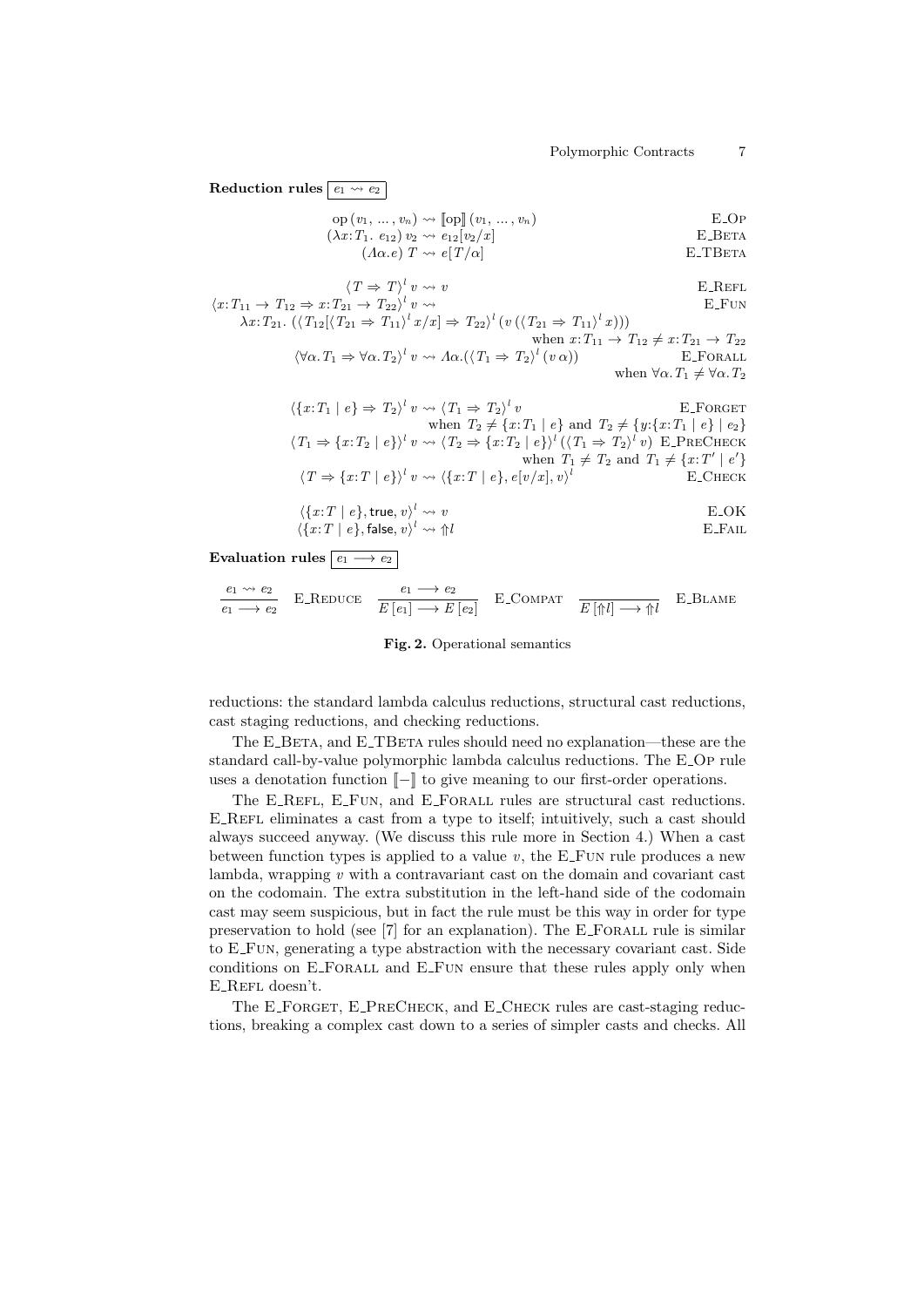**Reduction rules** $\boxed{e_1 \rightsquigarrow e_2}$

$$\mathrm{op}\,(v_1, \ldots, v_n) \rightsquigarrow [\![\mathrm{op}]\!]\,(v_1, \ldots, v_n) \qquad \text{E\_OP}$$

$$(\lambda x{:}T_1.\ e_{12})\, v_2 \rightsquigarrow e_{12}[v_2/x] \qquad \text{E\_BETA}$$

$$(\Lambda\alpha.e)\ T \rightsquigarrow e[T/\alpha] \qquad \text{E\_TBETA}$$

$$\langle T \Rightarrow T\rangle^l\, v \rightsquigarrow v \qquad \text{E\_REFL}$$

$$\langle x{:}T_{11} \to T_{12} \Rightarrow x{:}T_{21} \to T_{22}\rangle^l\, v \rightsquigarrow \qquad \text{E\_FUN}$$
$$\lambda x{:}T_{21}.\ (\langle T_{12}[\langle T_{21} \Rightarrow T_{11}\rangle^l\, x/x] \Rightarrow T_{22}\rangle^l\, (v\,(\langle T_{21} \Rightarrow T_{11}\rangle^l\, x)))$$
$$\text{when } x{:}T_{11} \to T_{12} \neq x{:}T_{21} \to T_{22}$$

$$\langle \forall\alpha.\, T_1 \Rightarrow \forall\alpha.\, T_2\rangle^l\, v \rightsquigarrow \Lambda\alpha.(\langle T_1 \Rightarrow T_2\rangle^l\, (v\,\alpha)) \qquad \text{E\_FORALL}$$
$$\text{when } \forall\alpha.\, T_1 \neq \forall\alpha.\, T_2$$

$$\langle \{x{:}T_1 \mid e\} \Rightarrow T_2\rangle^l\, v \rightsquigarrow \langle T_1 \Rightarrow T_2\rangle^l\, v \qquad \text{E\_FORGET}$$
$$\text{when } T_2 \neq \{x{:}T_1 \mid e\} \text{ and } T_2 \neq \{y{:}\{x{:}T_1 \mid e\} \mid e_2\}$$

$$\langle T_1 \Rightarrow \{x{:}T_2 \mid e\}\rangle^l\, v \rightsquigarrow \langle T_2 \Rightarrow \{x{:}T_2 \mid e\}\rangle^l\, (\langle T_1 \Rightarrow T_2\rangle^l\, v) \quad \text{E\_PRECHECK}$$
$$\text{when } T_1 \neq T_2 \text{ and } T_1 \neq \{x{:}T' \mid e'\}$$

$$\langle T \Rightarrow \{x{:}T \mid e\}\rangle^l\, v \rightsquigarrow \langle \{x{:}T \mid e\}, e[v/x], v\rangle^l \qquad \text{E\_CHECK}$$

$$\langle \{x{:}T \mid e\}, \mathsf{true}, v\rangle^l \rightsquigarrow v \qquad \text{E\_OK}$$

$$\langle \{x{:}T \mid e\}, \mathsf{false}, v\rangle^l \rightsquigarrow \Uparrow l \qquad \text{E\_FAIL}$$

**Evaluation rules** $\boxed{e_1 \longrightarrow e_2}$

$$\frac{e_1 \rightsquigarrow e_2}{e_1 \longrightarrow e_2}\ \text{E\_REDUCE} \qquad \frac{e_1 \longrightarrow e_2}{E\,[e_1] \longrightarrow E\,[e_2]}\ \text{E\_COMPAT} \qquad \frac{}{E\,[\Uparrow l] \longrightarrow \Uparrow l}\ \text{E\_BLAME}$$

**Fig. 2.** Operational semantics

reductions: the standard lambda calculus reductions, structural cast reductions, cast staging reductions, and checking reductions.

The E_BETA, and E_TBETA rules should need no explanation—these are the standard call-by-value polymorphic lambda calculus reductions. The E_OP rule uses a denotation function $[\![-]\!]$ to give meaning to our first-order operations.

The E_REFL, E_FUN, and E_FORALL rules are structural cast reductions. E_REFL eliminates a cast from a type to itself; intuitively, such a cast should always succeed anyway. (We discuss this rule more in Section 4.) When a cast between function types is applied to a value $v$, the E_FUN rule produces a new lambda, wrapping $v$ with a contravariant cast on the domain and covariant cast on the codomain. The extra substitution in the left-hand side of the codomain cast may seem suspicious, but in fact the rule must be this way in order for type preservation to hold (see [7] for an explanation). The E_FORALL rule is similar to E_FUN, generating a type abstraction with the necessary covariant cast. Side conditions on E_FORALL and E_FUN ensure that these rules apply only when E_REFL doesn't.

The E_FORGET, E_PRECHECK, and E_CHECK rules are cast-staging reductions, breaking a complex cast down to a series of simpler casts and checks. All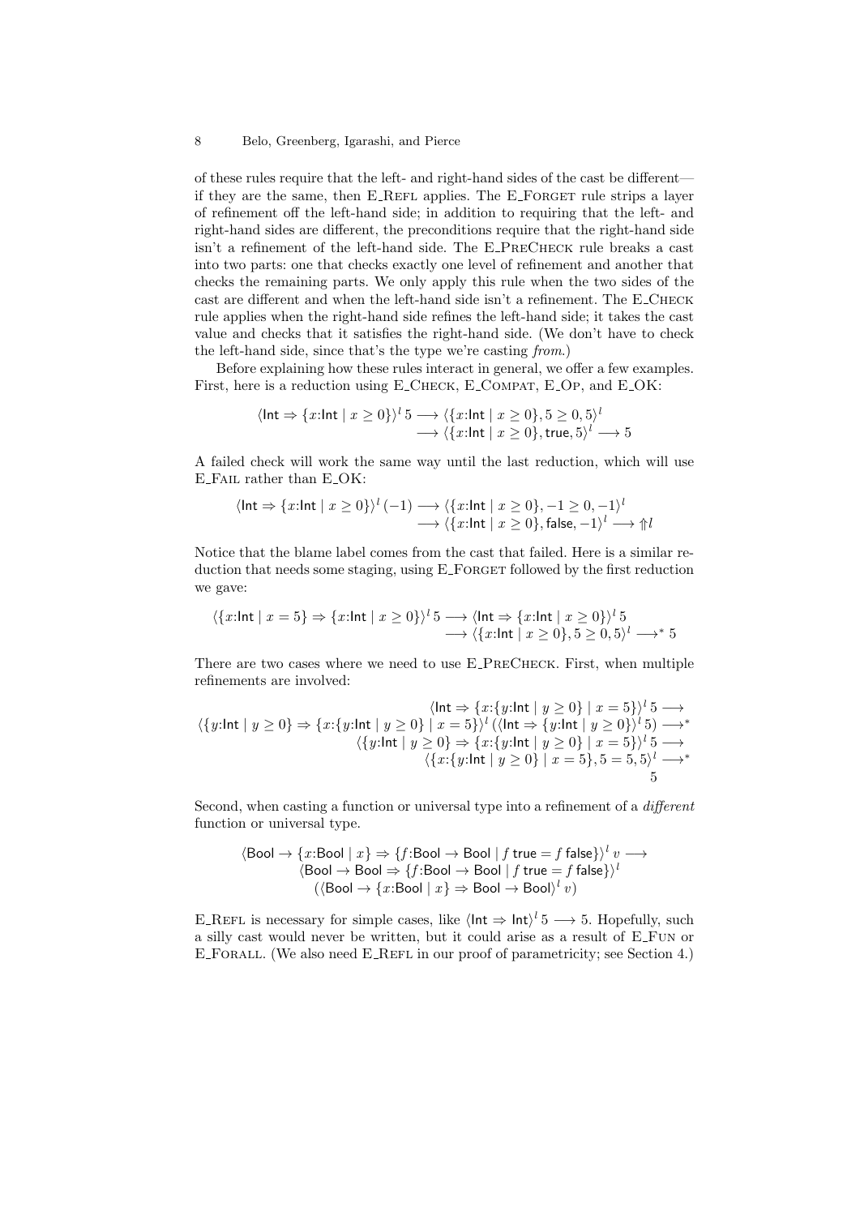of these rules require that the left- and right-hand sides of the cast be different—if they are the same, then E_Refl applies. The E_Forget rule strips a layer of refinement off the left-hand side; in addition to requiring that the left- and right-hand sides are different, the preconditions require that the right-hand side isn't a refinement of the left-hand side. The E_PreCheck rule breaks a cast into two parts: one that checks exactly one level of refinement and another that checks the remaining parts. We only apply this rule when the two sides of the cast are different and when the left-hand side isn't a refinement. The E_Check rule applies when the right-hand side refines the left-hand side; it takes the cast value and checks that it satisfies the right-hand side. (We don't have to check the left-hand side, since that's the type we're casting *from*.)

Before explaining how these rules interact in general, we offer a few examples. First, here is a reduction using E_Check, E_Compat, E_Op, and E_OK:

$$\begin{aligned}\langle \mathsf{Int} \Rightarrow \{x{:}\mathsf{Int} \mid x \geq 0\}\rangle^l\, 5 &\longrightarrow \langle \{x{:}\mathsf{Int} \mid x \geq 0\}, 5 \geq 0, 5\rangle^l \\ &\longrightarrow \langle \{x{:}\mathsf{Int} \mid x \geq 0\}, \mathsf{true}, 5\rangle^l \longrightarrow 5\end{aligned}$$

A failed check will work the same way until the last reduction, which will use E_Fail rather than E_OK:

$$\begin{aligned}\langle \mathsf{Int} \Rightarrow \{x{:}\mathsf{Int} \mid x \geq 0\}\rangle^l\, (-1) &\longrightarrow \langle \{x{:}\mathsf{Int} \mid x \geq 0\}, -1 \geq 0, -1\rangle^l \\ &\longrightarrow \langle \{x{:}\mathsf{Int} \mid x \geq 0\}, \mathsf{false}, -1\rangle^l \longrightarrow \Uparrow l\end{aligned}$$

Notice that the blame label comes from the cast that failed. Here is a similar reduction that needs some staging, using E_Forget followed by the first reduction we gave:

$$\begin{aligned}\langle \{x{:}\mathsf{Int} \mid x = 5\} \Rightarrow \{x{:}\mathsf{Int} \mid x \geq 0\}\rangle^l\, 5 &\longrightarrow \langle \mathsf{Int} \Rightarrow \{x{:}\mathsf{Int} \mid x \geq 0\}\rangle^l\, 5 \\ &\longrightarrow \langle \{x{:}\mathsf{Int} \mid x \geq 0\}, 5 \geq 0, 5\rangle^l \longrightarrow^* 5\end{aligned}$$

There are two cases where we need to use E_PreCheck. First, when multiple refinements are involved:

$$\begin{aligned}&\langle \mathsf{Int} \Rightarrow \{x{:}\{y{:}\mathsf{Int} \mid y \geq 0\} \mid x = 5\}\rangle^l\, 5 \longrightarrow \\ \langle \{y{:}\mathsf{Int} \mid y \geq 0\} \Rightarrow \{x{:}\{y{:}\mathsf{Int} \mid y \geq 0\} \mid x = 5\}\rangle^l\, &(\langle \mathsf{Int} \Rightarrow \{y{:}\mathsf{Int} \mid y \geq 0\}\rangle^l\, 5) \longrightarrow^* \\ &\langle \{y{:}\mathsf{Int} \mid y \geq 0\} \Rightarrow \{x{:}\{y{:}\mathsf{Int} \mid y \geq 0\} \mid x = 5\}\rangle^l\, 5 \longrightarrow \\ &\langle \{x{:}\{y{:}\mathsf{Int} \mid y \geq 0\} \mid x = 5\}, 5 = 5, 5\rangle^l \longrightarrow^* \\ &5\end{aligned}$$

Second, when casting a function or universal type into a refinement of a *different* function or universal type.

$$\begin{aligned}&\langle \mathsf{Bool} \to \{x{:}\mathsf{Bool} \mid x\} \Rightarrow \{f{:}\mathsf{Bool} \to \mathsf{Bool} \mid f\;\mathsf{true} = f\;\mathsf{false}\}\rangle^l\, v \longrightarrow \\ &\quad \langle \mathsf{Bool} \to \mathsf{Bool} \Rightarrow \{f{:}\mathsf{Bool} \to \mathsf{Bool} \mid f\;\mathsf{true} = f\;\mathsf{false}\}\rangle^l \\ &\quad\quad (\langle \mathsf{Bool} \to \{x{:}\mathsf{Bool} \mid x\} \Rightarrow \mathsf{Bool} \to \mathsf{Bool}\rangle^l\, v)\end{aligned}$$

E_Refl is necessary for simple cases, like $\langle \mathsf{Int} \Rightarrow \mathsf{Int}\rangle^l\, 5 \longrightarrow 5$. Hopefully, such a silly cast would never be written, but it could arise as a result of E_Fun or E_Forall. (We also need E_Refl in our proof of parametricity; see Section 4.)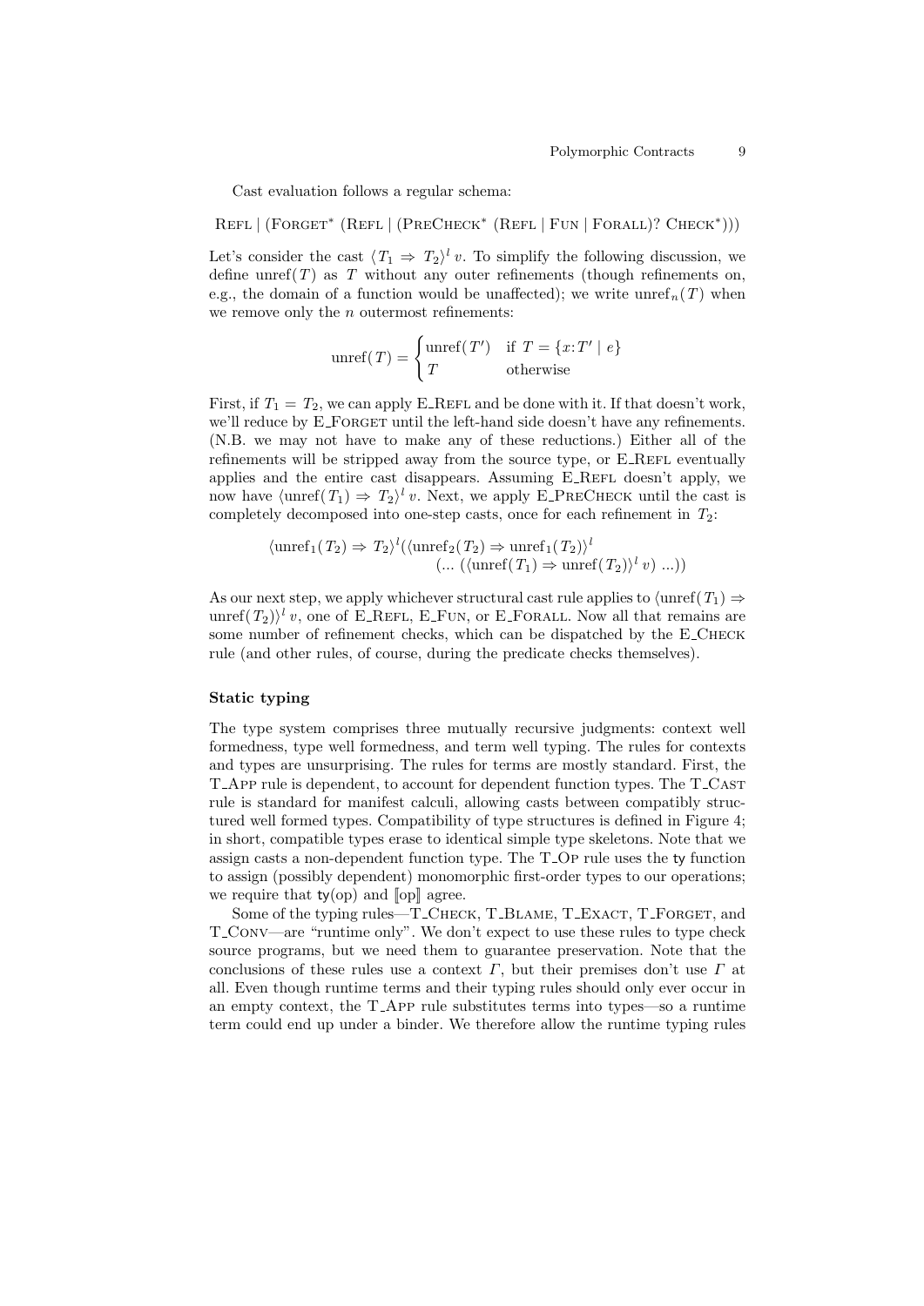Cast evaluation follows a regular schema:

$$\textsc{Refl} \mid (\textsc{Forget}^* \; (\textsc{Refl} \mid (\textsc{PreCheck}^* \; (\textsc{Refl} \mid \textsc{Fun} \mid \textsc{Forall})? \; \textsc{Check}^*)))$$

Let's consider the cast $\langle T_1 \Rightarrow T_2 \rangle^l \, v$. To simplify the following discussion, we define $\mathrm{unref}(T)$ as $T$ without any outer refinements (though refinements on, e.g., the domain of a function would be unaffected); we write $\mathrm{unref}_n(T)$ when we remove only the $n$ outermost refinements:

$$\mathrm{unref}(T) = \begin{cases} \mathrm{unref}(T') & \text{if } T = \{x{:}T' \mid e\} \\ T & \text{otherwise} \end{cases}$$

First, if $T_1 = T_2$, we can apply E_Refl and be done with it. If that doesn't work, we'll reduce by E_Forget until the left-hand side doesn't have any refinements. (N.B. we may not have to make any of these reductions.) Either all of the refinements will be stripped away from the source type, or E_Refl eventually applies and the entire cast disappears. Assuming E_Refl doesn't apply, we now have $\langle \mathrm{unref}(T_1) \Rightarrow T_2 \rangle^l \, v$. Next, we apply E_PreCheck until the cast is completely decomposed into one-step casts, once for each refinement in $T_2$:

$$\langle \mathrm{unref}_1(T_2) \Rightarrow T_2 \rangle^l (\langle \mathrm{unref}_2(T_2) \Rightarrow \mathrm{unref}_1(T_2) \rangle^l \\ (\ldots \; (\langle \mathrm{unref}(T_1) \Rightarrow \mathrm{unref}(T_2) \rangle^l \, v) \; \ldots))$$

As our next step, we apply whichever structural cast rule applies to $\langle \mathrm{unref}(T_1) \Rightarrow \mathrm{unref}(T_2) \rangle^l \, v$, one of E_Refl, E_Fun, or E_Forall. Now all that remains are some number of refinement checks, which can be dispatched by the E_Check rule (and other rules, of course, during the predicate checks themselves).

**Static typing**

The type system comprises three mutually recursive judgments: context well formedness, type well formedness, and term well typing. The rules for contexts and types are unsurprising. The rules for terms are mostly standard. First, the T_App rule is dependent, to account for dependent function types. The T_Cast rule is standard for manifest calculi, allowing casts between compatibly structured well formed types. Compatibility of type structures is defined in Figure 4; in short, compatible types erase to identical simple type skeletons. Note that we assign casts a non-dependent function type. The T_Op rule uses the $\mathsf{ty}$ function to assign (possibly dependent) monomorphic first-order types to our operations; we require that $\mathsf{ty}(\mathrm{op})$ and $[\![\mathrm{op}]\!]$ agree.

Some of the typing rules—T_Check, T_Blame, T_Exact, T_Forget, and T_Conv—are "runtime only". We don't expect to use these rules to type check source programs, but we need them to guarantee preservation. Note that the conclusions of these rules use a context $\Gamma$, but their premises don't use $\Gamma$ at all. Even though runtime terms and their typing rules should only ever occur in an empty context, the T_App rule substitutes terms into types—so a runtime term could end up under a binder. We therefore allow the runtime typing rules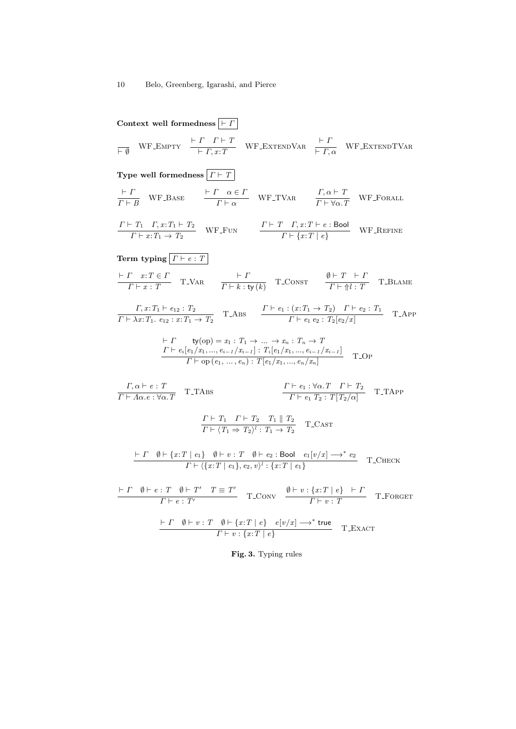**Context well formedness** $\boxed{\vdash \Gamma}$

$$\frac{}{\vdash \emptyset} \quad \text{WF\_EMPTY} \qquad \frac{\vdash \Gamma \quad \Gamma \vdash T}{\vdash \Gamma, x{:}T} \quad \text{WF\_EXTENDVAR} \qquad \frac{\vdash \Gamma}{\vdash \Gamma, \alpha} \quad \text{WF\_EXTENDTVAR}$$

**Type well formedness** $\boxed{\Gamma \vdash T}$

$$\frac{\vdash \Gamma}{\Gamma \vdash B} \quad \text{WF\_BASE} \qquad \frac{\vdash \Gamma \quad \alpha \in \Gamma}{\Gamma \vdash \alpha} \quad \text{WF\_TVAR} \qquad \frac{\Gamma, \alpha \vdash T}{\Gamma \vdash \forall \alpha. T} \quad \text{WF\_FORALL}$$

$$\frac{\Gamma \vdash T_1 \quad \Gamma, x{:}T_1 \vdash T_2}{\Gamma \vdash x{:}T_1 \to T_2} \quad \text{WF\_FUN} \qquad \frac{\Gamma \vdash T \quad \Gamma, x{:}T \vdash e : \mathsf{Bool}}{\Gamma \vdash \{x{:}T \mid e\}} \quad \text{WF\_REFINE}$$

**Term typing** $\boxed{\Gamma \vdash e : T}$

$$\frac{\vdash \Gamma \quad x{:}T \in \Gamma}{\Gamma \vdash x : T} \quad \text{T\_VAR} \qquad \frac{\vdash \Gamma}{\Gamma \vdash k : \mathsf{ty}(k)} \quad \text{T\_CONST} \qquad \frac{\emptyset \vdash T \quad \vdash \Gamma}{\Gamma \vdash \Uparrow l : T} \quad \text{T\_BLAME}$$

$$\frac{\Gamma, x{:}T_1 \vdash e_{12} : T_2}{\Gamma \vdash \lambda x{:}T_1.\ e_{12} : x{:}T_1 \to T_2} \quad \text{T\_ABS} \qquad \frac{\Gamma \vdash e_1 : (x{:}T_1 \to T_2) \quad \Gamma \vdash e_2 : T_1}{\Gamma \vdash e_1\ e_2 : T_2[e_2/x]} \quad \text{T\_APP}$$

$$\frac{\begin{array}{c}\vdash \Gamma \qquad \mathsf{ty}(\mathrm{op}) = x_1 : T_1 \to \ldots \to x_n : T_n \to T \\ \Gamma \vdash e_i[e_1/x_1, ..., e_{i-1}/x_{i-1}] : T_i[e_1/x_1, ..., e_{i-1}/x_{i-1}]\end{array}}{\Gamma \vdash \mathrm{op}\,(e_1, \ldots, e_n) : T[e_1/x_1, ..., e_n/x_n]} \quad \text{T\_OP}$$

$$\frac{\Gamma, \alpha \vdash e : T}{\Gamma \vdash \Lambda \alpha. e : \forall \alpha. T} \quad \text{T\_TABS} \qquad \frac{\Gamma \vdash e_1 : \forall \alpha. T \quad \Gamma \vdash T_2}{\Gamma \vdash e_1\ T_2 : T[T_2/\alpha]} \quad \text{T\_TAPP}$$

$$\frac{\Gamma \vdash T_1 \quad \Gamma \vdash T_2 \quad T_1 \parallel T_2}{\Gamma \vdash \langle T_1 \Rightarrow T_2 \rangle^l : T_1 \to T_2} \quad \text{T\_CAST}$$

$$\frac{\vdash \Gamma \quad \emptyset \vdash \{x{:}T \mid e_1\} \quad \emptyset \vdash v : T \quad \emptyset \vdash e_2 : \mathsf{Bool} \quad e_1[v/x] \longrightarrow^* e_2}{\Gamma \vdash \langle \{x{:}T \mid e_1\}, e_2, v \rangle^l : \{x{:}T \mid e_1\}} \quad \text{T\_CHECK}$$

$$\frac{\vdash \Gamma \quad \emptyset \vdash e : T \quad \emptyset \vdash T' \quad T \equiv T'}{\Gamma \vdash e : T'} \quad \text{T\_CONV} \qquad \frac{\emptyset \vdash v : \{x{:}T \mid e\} \quad \vdash \Gamma}{\Gamma \vdash v : T} \quad \text{T\_FORGET}$$

$$\frac{\vdash \Gamma \quad \emptyset \vdash v : T \quad \emptyset \vdash \{x{:}T \mid e\} \quad e[v/x] \longrightarrow^* \mathsf{true}}{\Gamma \vdash v : \{x{:}T \mid e\}} \quad \text{T\_EXACT}$$

**Fig. 3.** Typing rules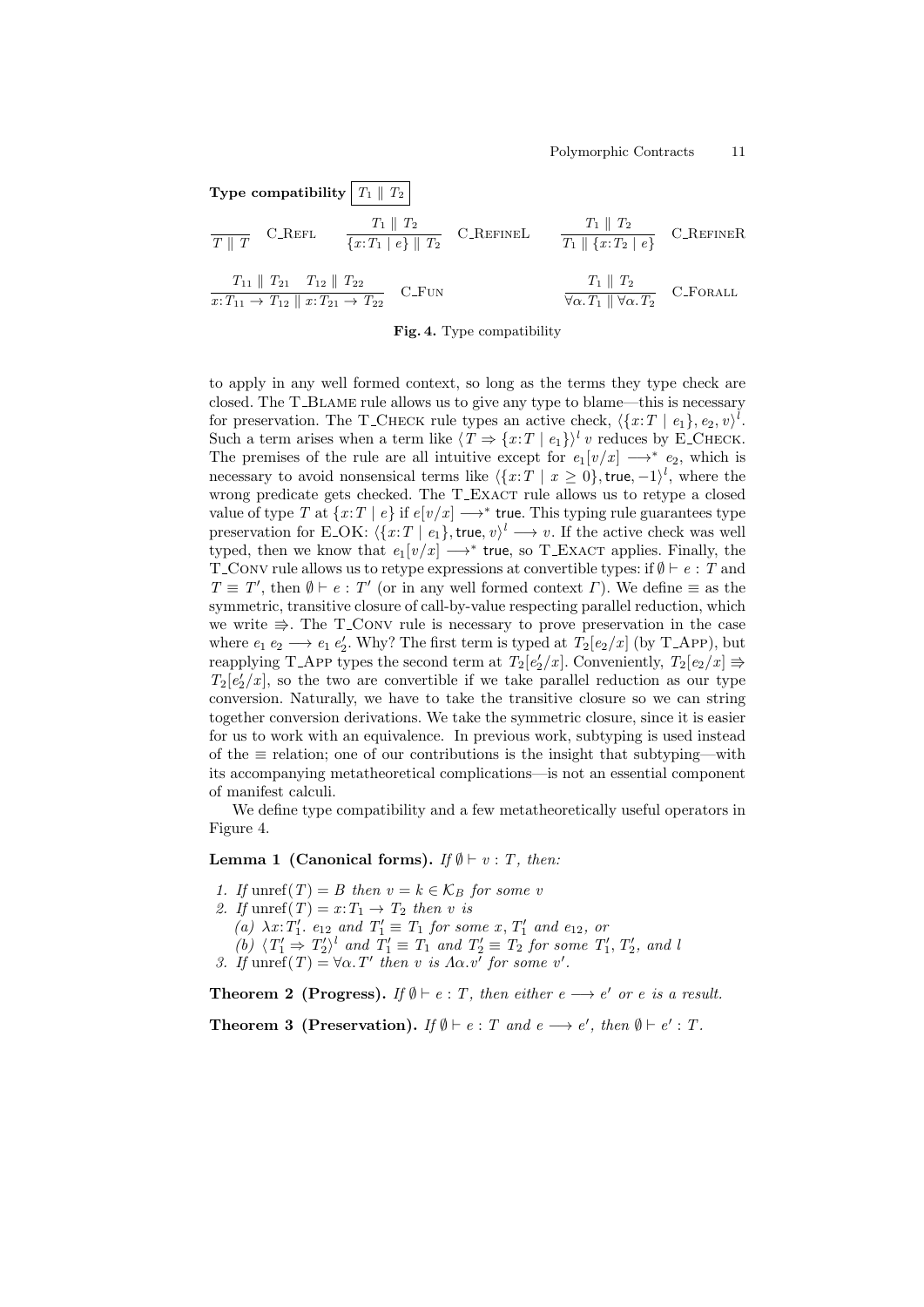**Type compatibility** $\boxed{T_1 \parallel T_2}$

$$\frac{}{T \parallel T}\ \text{C\_Refl} \qquad \frac{T_1 \parallel T_2}{\{x{:}T_1 \mid e\} \parallel T_2}\ \text{C\_RefineL} \qquad \frac{T_1 \parallel T_2}{T_1 \parallel \{x{:}T_2 \mid e\}}\ \text{C\_RefineR}$$

$$\frac{T_{11} \parallel T_{21} \quad T_{12} \parallel T_{22}}{x{:}T_{11} \to T_{12} \parallel x{:}T_{21} \to T_{22}}\ \text{C\_Fun} \qquad \frac{T_1 \parallel T_2}{\forall \alpha. T_1 \parallel \forall \alpha. T_2}\ \text{C\_Forall}$$

**Fig. 4.** Type compatibility

to apply in any well formed context, so long as the terms they type check are closed. The T_Blame rule allows us to give any type to blame—this is necessary for preservation. The T_Check rule types an active check, $\langle \{x{:}T \mid e_1\}, e_2, v\rangle^l$. Such a term arises when a term like $\langle T \Rightarrow \{x{:}T \mid e_1\}\rangle^l\, v$ reduces by E_Check. The premises of the rule are all intuitive except for $e_1[v/x] \longrightarrow^* e_2$, which is necessary to avoid nonsensical terms like $\langle \{x{:}T \mid x \geq 0\}, \mathsf{true}, -1\rangle^l$, where the wrong predicate gets checked. The T_Exact rule allows us to retype a closed value of type $T$ at $\{x{:}T \mid e\}$ if $e[v/x] \longrightarrow^* \mathsf{true}$. This typing rule guarantees type preservation for E_OK: $\langle \{x{:}T \mid e_1\}, \mathsf{true}, v\rangle^l \longrightarrow v$. If the active check was well typed, then we know that $e_1[v/x] \longrightarrow^* \mathsf{true}$, so T_Exact applies. Finally, the T_Conv rule allows us to retype expressions at convertible types: if $\emptyset \vdash e : T$ and $T \equiv T'$, then $\emptyset \vdash e : T'$ (or in any well formed context $\Gamma$). We define $\equiv$ as the symmetric, transitive closure of call-by-value respecting parallel reduction, which we write $\Rrightarrow$. The T_Conv rule is necessary to prove preservation in the case where $e_1\, e_2 \longrightarrow e_1\, e_2'$. Why? The first term is typed at $T_2[e_2/x]$ (by T_App), but reapplying T_App types the second term at $T_2[e_2'/x]$. Conveniently, $T_2[e_2/x] \Rrightarrow T_2[e_2'/x]$, so the two are convertible if we take parallel reduction as our type conversion. Naturally, we have to take the transitive closure so we can string together conversion derivations. We take the symmetric closure, since it is easier for us to work with an equivalence. In previous work, subtyping is used instead of the $\equiv$ relation; one of our contributions is the insight that subtyping—with its accompanying metatheoretical complications—is not an essential component of manifest calculi.

We define type compatibility and a few metatheoretically useful operators in Figure 4.

**Lemma 1 (Canonical forms).** *If $\emptyset \vdash v : T$, then:*

1. *If $\mathrm{unref}(T) = B$ then $v = k \in \mathcal{K}_B$ for some $v$*
2. *If $\mathrm{unref}(T) = x{:}T_1 \to T_2$ then $v$ is*
   (a) *$\lambda x{:}T_1'.\ e_{12}$ and $T_1' \equiv T_1$ for some $x$, $T_1'$ and $e_{12}$, or*
   (b) *$\langle T_1' \Rightarrow T_2'\rangle^l$ and $T_1' \equiv T_1$ and $T_2' \equiv T_2$ for some $T_1'$, $T_2'$, and $l$*
3. *If $\mathrm{unref}(T) = \forall \alpha. T'$ then $v$ is $\Lambda \alpha. v'$ for some $v'$.*

**Theorem 2 (Progress).** *If $\emptyset \vdash e : T$, then either $e \longrightarrow e'$ or $e$ is a result.*

**Theorem 3 (Preservation).** *If $\emptyset \vdash e : T$ and $e \longrightarrow e'$, then $\emptyset \vdash e' : T$.*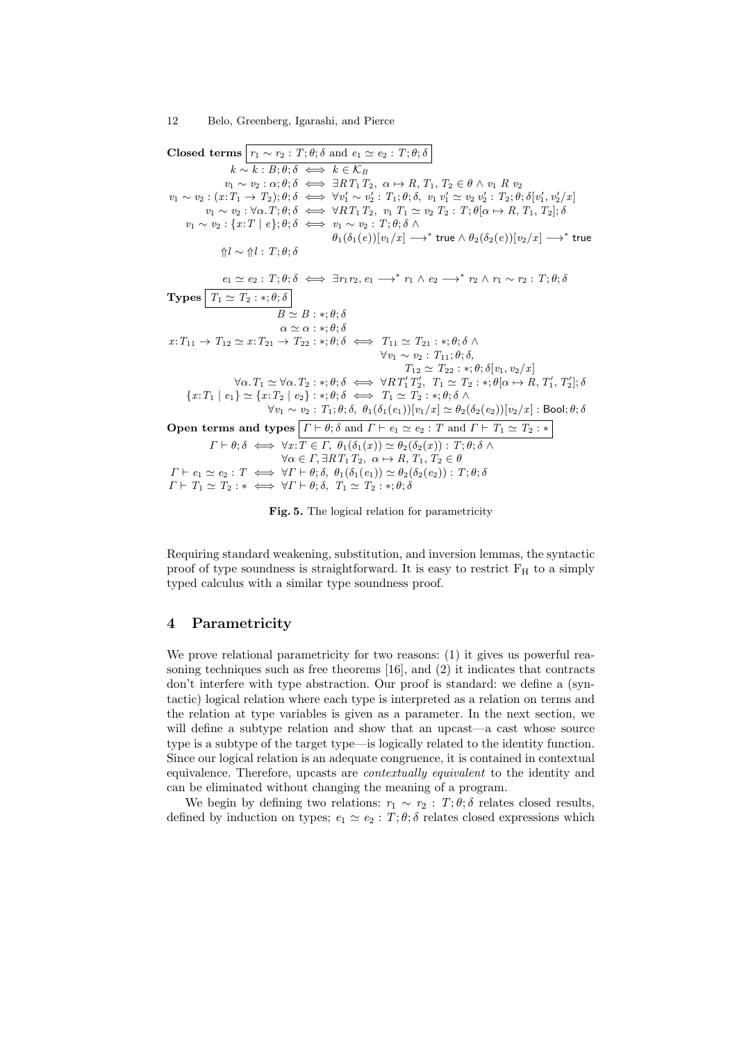**Closed terms** $\boxed{r_1 \sim r_2 : T;\theta;\delta \text{ and } e_1 \simeq e_2 : T;\theta;\delta}$

$$
\begin{array}{rcl}
k \sim k : B;\theta;\delta & \iff & k \in \mathcal{K}_B \\
v_1 \sim v_2 : \alpha;\theta;\delta & \iff & \exists R\, T_1\, T_2,\ \alpha \mapsto R, T_1, T_2 \in \theta \wedge v_1\ R\ v_2 \\
v_1 \sim v_2 : (x{:}T_1 \to T_2);\theta;\delta & \iff & \forall v_1' \sim v_2' : T_1;\theta;\delta,\ v_1\ v_1' \simeq v_2\ v_2' : T_2;\theta;\delta[v_1', v_2'/x] \\
v_1 \sim v_2 : \forall\alpha.T;\theta;\delta & \iff & \forall R\, T_1\, T_2,\ v_1\ T_1 \simeq v_2\ T_2 : T;\theta[\alpha \mapsto R, T_1, T_2];\delta \\
v_1 \sim v_2 : \{x{:}T \mid e\};\theta;\delta & \iff & v_1 \sim v_2 : T;\theta;\delta \wedge \\
 & & \theta_1(\delta_1(e))[v_1/x] \longrightarrow^* \mathsf{true} \wedge \theta_2(\delta_2(e))[v_2/x] \longrightarrow^* \mathsf{true} \\
\Uparrow l \sim \Uparrow l : T;\theta;\delta & & \\
 & & \\
e_1 \simeq e_2 : T;\theta;\delta & \iff & \exists r_1 r_2,\ e_1 \longrightarrow^* r_1 \wedge e_2 \longrightarrow^* r_2 \wedge r_1 \sim r_2 : T;\theta;\delta
\end{array}
$$

**Types** $\boxed{T_1 \simeq T_2 : *;\theta;\delta}$

$$
\begin{array}{rcl}
B \simeq B : *;\theta;\delta & & \\
\alpha \simeq \alpha : *;\theta;\delta & & \\
x{:}T_{11} \to T_{12} \simeq x{:}T_{21} \to T_{22} : *;\theta;\delta & \iff & T_{11} \simeq T_{21} : *;\theta;\delta \wedge \\
 & & \forall v_1 \sim v_2 : T_{11};\theta;\delta, \\
 & & \quad T_{12} \simeq T_{22} : *;\theta;\delta[v_1, v_2/x] \\
\forall\alpha.T_1 \simeq \forall\alpha.T_2 : *;\theta;\delta & \iff & \forall R\, T_1'\, T_2',\ T_1 \simeq T_2 : *;\theta[\alpha \mapsto R, T_1', T_2'];\delta \\
\{x{:}T_1 \mid e_1\} \simeq \{x{:}T_2 \mid e_2\} : *;\theta;\delta & \iff & T_1 \simeq T_2 : *;\theta;\delta \wedge \\
 & & \forall v_1 \sim v_2 : T_1;\theta;\delta,\ \theta_1(\delta_1(e_1))[v_1/x] \simeq \theta_2(\delta_2(e_2))[v_2/x] : \mathsf{Bool};\theta;\delta
\end{array}
$$

**Open terms and types** $\boxed{\Gamma \vdash \theta;\delta \text{ and } \Gamma \vdash e_1 \simeq e_2 : T \text{ and } \Gamma \vdash T_1 \simeq T_2 : *}$

$$
\begin{array}{rcl}
\Gamma \vdash \theta;\delta & \iff & \forall x{:}T \in \Gamma,\ \theta_1(\delta_1(x)) \simeq \theta_2(\delta_2(x)) : T;\theta;\delta \wedge \\
 & & \forall \alpha \in \Gamma, \exists R\, T_1\, T_2,\ \alpha \mapsto R, T_1, T_2 \in \theta \\
\Gamma \vdash e_1 \simeq e_2 : T & \iff & \forall \Gamma \vdash \theta;\delta,\ \theta_1(\delta_1(e_1)) \simeq \theta_2(\delta_2(e_2)) : T;\theta;\delta \\
\Gamma \vdash T_1 \simeq T_2 : * & \iff & \forall \Gamma \vdash \theta;\delta,\ T_1 \simeq T_2 : *;\theta;\delta
\end{array}
$$

**Fig. 5.** The logical relation for parametricity

Requiring standard weakening, substitution, and inversion lemmas, the syntactic proof of type soundness is straightforward. It is easy to restrict $F_H$ to a simply typed calculus with a similar type soundness proof.

## 4 Parametricity

We prove relational parametricity for two reasons: (1) it gives us powerful reasoning techniques such as free theorems [16], and (2) it indicates that contracts don't interfere with type abstraction. Our proof is standard: we define a (syntactic) logical relation where each type is interpreted as a relation on terms and the relation at type variables is given as a parameter. In the next section, we will define a subtype relation and show that an upcast—a cast whose source type is a subtype of the target type—is logically related to the identity function. Since our logical relation is an adequate congruence, it is contained in contextual equivalence. Therefore, upcasts are *contextually equivalent* to the identity and can be eliminated without changing the meaning of a program.

We begin by defining two relations: $r_1 \sim r_2 : T;\theta;\delta$ relates closed results, defined by induction on types; $e_1 \simeq e_2 : T;\theta;\delta$ relates closed expressions which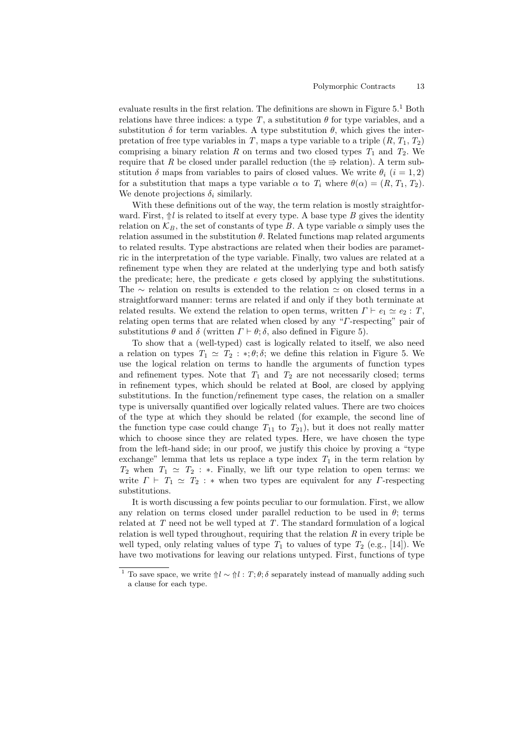evaluate results in the first relation. The definitions are shown in Figure 5.[1] Both relations have three indices: a type $T$, a substitution $\theta$ for type variables, and a substitution $\delta$ for term variables. A type substitution $\theta$, which gives the interpretation of free type variables in $T$, maps a type variable to a triple $(R, T_1, T_2)$ comprising a binary relation $R$ on terms and two closed types $T_1$ and $T_2$. We require that $R$ be closed under parallel reduction (the $\Rrightarrow$ relation). A term substitution $\delta$ maps from variables to pairs of closed values. We write $\theta_i$ $(i = 1, 2)$ for a substitution that maps a type variable $\alpha$ to $T_i$ where $\theta(\alpha) = (R, T_1, T_2)$. We denote projections $\delta_i$ similarly.

With these definitions out of the way, the term relation is mostly straightforward. First, $\Uparrow l$ is related to itself at every type. A base type $B$ gives the identity relation on $\mathcal{K}_B$, the set of constants of type $B$. A type variable $\alpha$ simply uses the relation assumed in the substitution $\theta$. Related functions map related arguments to related results. Type abstractions are related when their bodies are parametric in the interpretation of the type variable. Finally, two values are related at a refinement type when they are related at the underlying type and both satisfy the predicate; here, the predicate $e$ gets closed by applying the substitutions. The $\sim$ relation on results is extended to the relation $\simeq$ on closed terms in a straightforward manner: terms are related if and only if they both terminate at related results. We extend the relation to open terms, written $\Gamma \vdash e_1 \simeq e_2 : T$, relating open terms that are related when closed by any "$\Gamma$-respecting" pair of substitutions $\theta$ and $\delta$ (written $\Gamma \vdash \theta; \delta$, also defined in Figure 5).

To show that a (well-typed) cast is logically related to itself, we also need a relation on types $T_1 \simeq T_2 : *; \theta; \delta$; we define this relation in Figure 5. We use the logical relation on terms to handle the arguments of function types and refinement types. Note that $T_1$ and $T_2$ are not necessarily closed; terms in refinement types, which should be related at Bool, are closed by applying substitutions. In the function/refinement type cases, the relation on a smaller type is universally quantified over logically related values. There are two choices of the type at which they should be related (for example, the second line of the function type case could change $T_{11}$ to $T_{21}$), but it does not really matter which to choose since they are related types. Here, we have chosen the type from the left-hand side; in our proof, we justify this choice by proving a "type exchange" lemma that lets us replace a type index $T_1$ in the term relation by $T_2$ when $T_1 \simeq T_2 : *$. Finally, we lift our type relation to open terms: we write $\Gamma \vdash T_1 \simeq T_2 : *$ when two types are equivalent for any $\Gamma$-respecting substitutions.

It is worth discussing a few points peculiar to our formulation. First, we allow any relation on terms closed under parallel reduction to be used in $\theta$; terms related at $T$ need not be well typed at $T$. The standard formulation of a logical relation is well typed throughout, requiring that the relation $R$ in every triple be well typed, only relating values of type $T_1$ to values of type $T_2$ (e.g., [14]). We have two motivations for leaving our relations untyped. First, functions of type

[1] To save space, we write $\Uparrow l \sim \Uparrow l : T; \theta; \delta$ separately instead of manually adding such a clause for each type.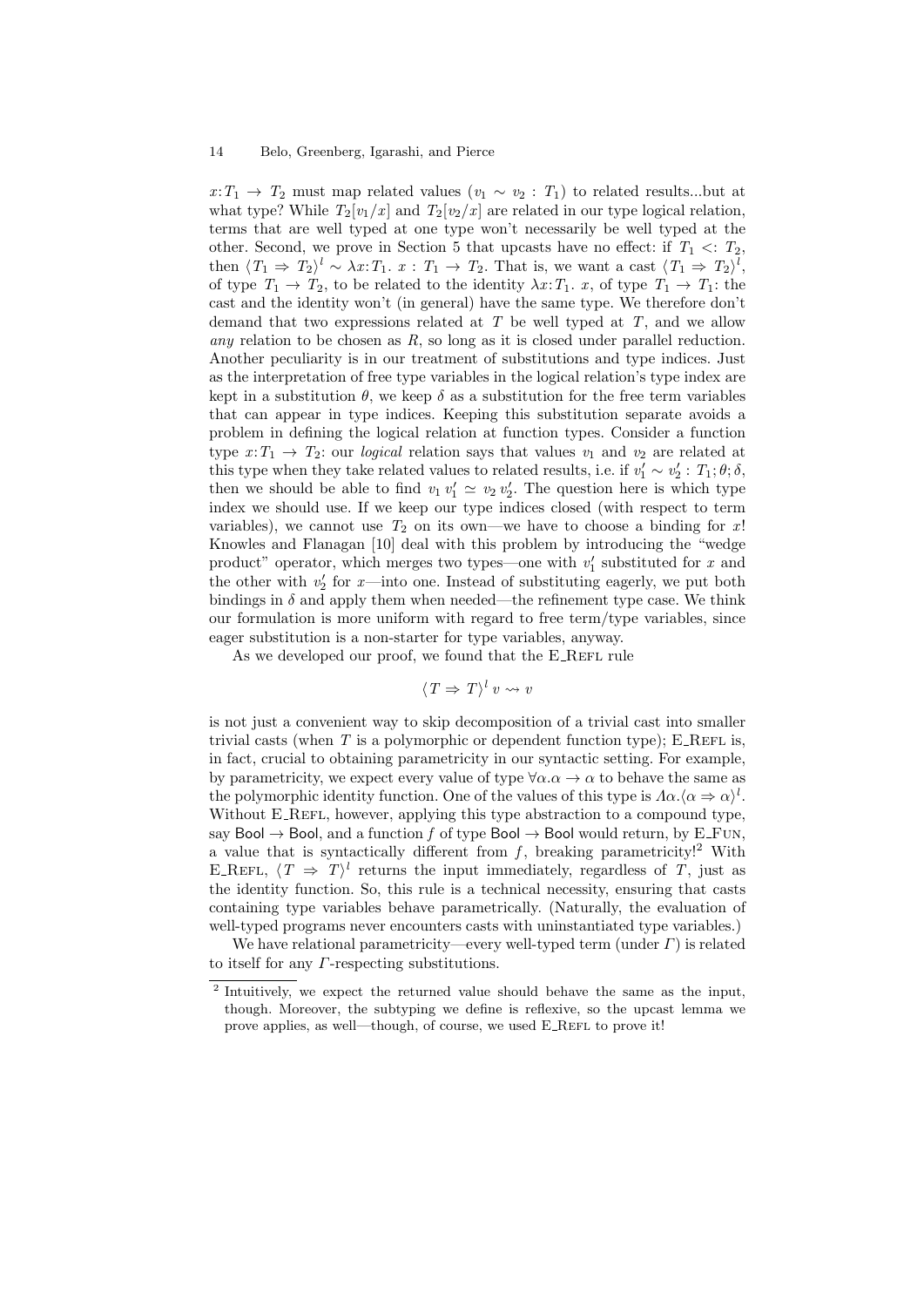$x{:}T_1 \to T_2$ must map related values ($v_1 \sim v_2 : T_1$) to related results...but at what type? While $T_2[v_1/x]$ and $T_2[v_2/x]$ are related in our type logical relation, terms that are well typed at one type won't necessarily be well typed at the other. Second, we prove in Section 5 that upcasts have no effect: if $T_1 <: T_2$, then $\langle T_1 \Rightarrow T_2 \rangle^l \sim \lambda x{:}T_1.\ x : T_1 \to T_2$. That is, we want a cast $\langle T_1 \Rightarrow T_2 \rangle^l$, of type $T_1 \to T_2$, to be related to the identity $\lambda x{:}T_1.\ x$, of type $T_1 \to T_1$: the cast and the identity won't (in general) have the same type. We therefore don't demand that two expressions related at $T$ be well typed at $T$, and we allow *any* relation to be chosen as $R$, so long as it is closed under parallel reduction. Another peculiarity is in our treatment of substitutions and type indices. Just as the interpretation of free type variables in the logical relation's type index are kept in a substitution $\theta$, we keep $\delta$ as a substitution for the free term variables that can appear in type indices. Keeping this substitution separate avoids a problem in defining the logical relation at function types. Consider a function type $x{:}T_1 \to T_2$: our *logical* relation says that values $v_1$ and $v_2$ are related at this type when they take related values to related results, i.e. if $v_1' \sim v_2' : T_1; \theta; \delta$, then we should be able to find $v_1\, v_1' \simeq v_2\, v_2'$. The question here is which type index we should use. If we keep our type indices closed (with respect to term variables), we cannot use $T_2$ on its own—we have to choose a binding for $x$! Knowles and Flanagan [10] deal with this problem by introducing the "wedge product" operator, which merges two types—one with $v_1'$ substituted for $x$ and the other with $v_2'$ for $x$—into one. Instead of substituting eagerly, we put both bindings in $\delta$ and apply them when needed—the refinement type case. We think our formulation is more uniform with regard to free term/type variables, since eager substitution is a non-starter for type variables, anyway.

As we developed our proof, we found that the E_Refl rule

$$\langle T \Rightarrow T \rangle^l\ v \rightsquigarrow v$$

is not just a convenient way to skip decomposition of a trivial cast into smaller trivial casts (when $T$ is a polymorphic or dependent function type); E_Refl is, in fact, crucial to obtaining parametricity in our syntactic setting. For example, by parametricity, we expect every value of type $\forall\alpha.\alpha \to \alpha$ to behave the same as the polymorphic identity function. One of the values of this type is $\Lambda\alpha.\langle \alpha \Rightarrow \alpha \rangle^l$. Without E_Refl, however, applying this type abstraction to a compound type, say $\mathsf{Bool} \to \mathsf{Bool}$, and a function $f$ of type $\mathsf{Bool} \to \mathsf{Bool}$ would return, by E_Fun, a value that is syntactically different from $f$, breaking parametricity![2] With E_Refl, $\langle T \Rightarrow T \rangle^l$ returns the input immediately, regardless of $T$, just as the identity function. So, this rule is a technical necessity, ensuring that casts containing type variables behave parametrically. (Naturally, the evaluation of well-typed programs never encounters casts with uninstantiated type variables.)

We have relational parametricity—every well-typed term (under $\Gamma$) is related to itself for any $\Gamma$-respecting substitutions.

---

[2] Intuitively, we expect the returned value should behave the same as the input, though. Moreover, the subtyping we define is reflexive, so the upcast lemma we prove applies, as well—though, of course, we used E_Refl to prove it!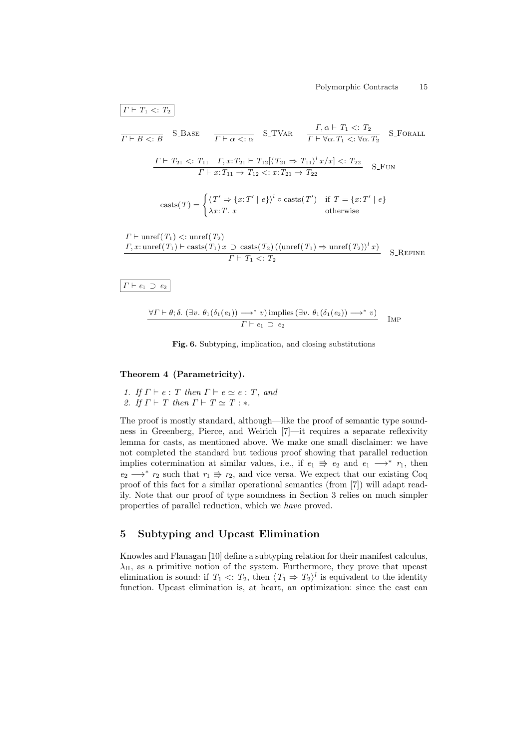$$\boxed{\Gamma \vdash T_1 <: T_2}$$

$$\frac{}{\Gamma \vdash B <: B}\ \text{S\_BASE} \qquad \frac{}{\Gamma \vdash \alpha <: \alpha}\ \text{S\_TVAR} \qquad \frac{\Gamma, \alpha \vdash T_1 <: T_2}{\Gamma \vdash \forall \alpha. T_1 <: \forall \alpha. T_2}\ \text{S\_FORALL}$$

$$\frac{\Gamma \vdash T_{21} <: T_{11} \quad \Gamma, x{:}T_{21} \vdash T_{12}[\langle T_{21} \Rightarrow T_{11} \rangle^l \, x/x] <: T_{22}}{\Gamma \vdash x{:}T_{11} \rightarrow T_{12} <: x{:}T_{21} \rightarrow T_{22}}\ \text{S\_FUN}$$

$$\text{casts}(T) = \begin{cases} \langle T' \Rightarrow \{x{:}T' \mid e\} \rangle^l \circ \text{casts}(T') & \text{if } T = \{x{:}T' \mid e\} \\ \lambda x{:}T.\ x & \text{otherwise} \end{cases}$$

$$\frac{\begin{array}{l} \Gamma \vdash \text{unref}(T_1) <: \text{unref}(T_2) \\ \Gamma, x{:}\text{unref}(T_1) \vdash \text{casts}(T_1)\, x \ \supset\ \text{casts}(T_2)\,(\langle \text{unref}(T_1) \Rightarrow \text{unref}(T_2) \rangle^l \, x) \end{array}}{\Gamma \vdash T_1 <: T_2}\ \text{S\_REFINE}$$

$$\boxed{\Gamma \vdash e_1 \supset e_2}$$

$$\frac{\forall \Gamma \vdash \theta; \delta.\ (\exists v.\ \theta_1(\delta_1(e_1)) \longrightarrow^* v) \text{ implies } (\exists v.\ \theta_1(\delta_1(e_2)) \longrightarrow^* v)}{\Gamma \vdash e_1 \supset e_2}\ \text{IMP}$$

**Fig. 6.** Subtyping, implication, and closing substitutions

**Theorem 4 (Parametricity).**

1. *If* $\Gamma \vdash e : T$ *then* $\Gamma \vdash e \simeq e : T$*, and*
2. *If* $\Gamma \vdash T$ *then* $\Gamma \vdash T \simeq T : *$.

The proof is mostly standard, although—like the proof of semantic type soundness in Greenberg, Pierce, and Weirich [7]—it requires a separate reflexivity lemma for casts, as mentioned above. We make one small disclaimer: we have not completed the standard but tedious proof showing that parallel reduction implies cotermination at similar values, i.e., if $e_1 \Rrightarrow e_2$ and $e_1 \longrightarrow^* r_1$, then $e_2 \longrightarrow^* r_2$ such that $r_1 \Rrightarrow r_2$, and vice versa. We expect that our existing Coq proof of this fact for a similar operational semantics (from [7]) will adapt readily. Note that our proof of type soundness in Section 3 relies on much simpler properties of parallel reduction, which we *have* proved.

## 5 Subtyping and Upcast Elimination

Knowles and Flanagan [10] define a subtyping relation for their manifest calculus, $\lambda_H$, as a primitive notion of the system. Furthermore, they prove that upcast elimination is sound: if $T_1 <: T_2$, then $\langle T_1 \Rightarrow T_2 \rangle^l$ is equivalent to the identity function. Upcast elimination is, at heart, an optimization: since the cast can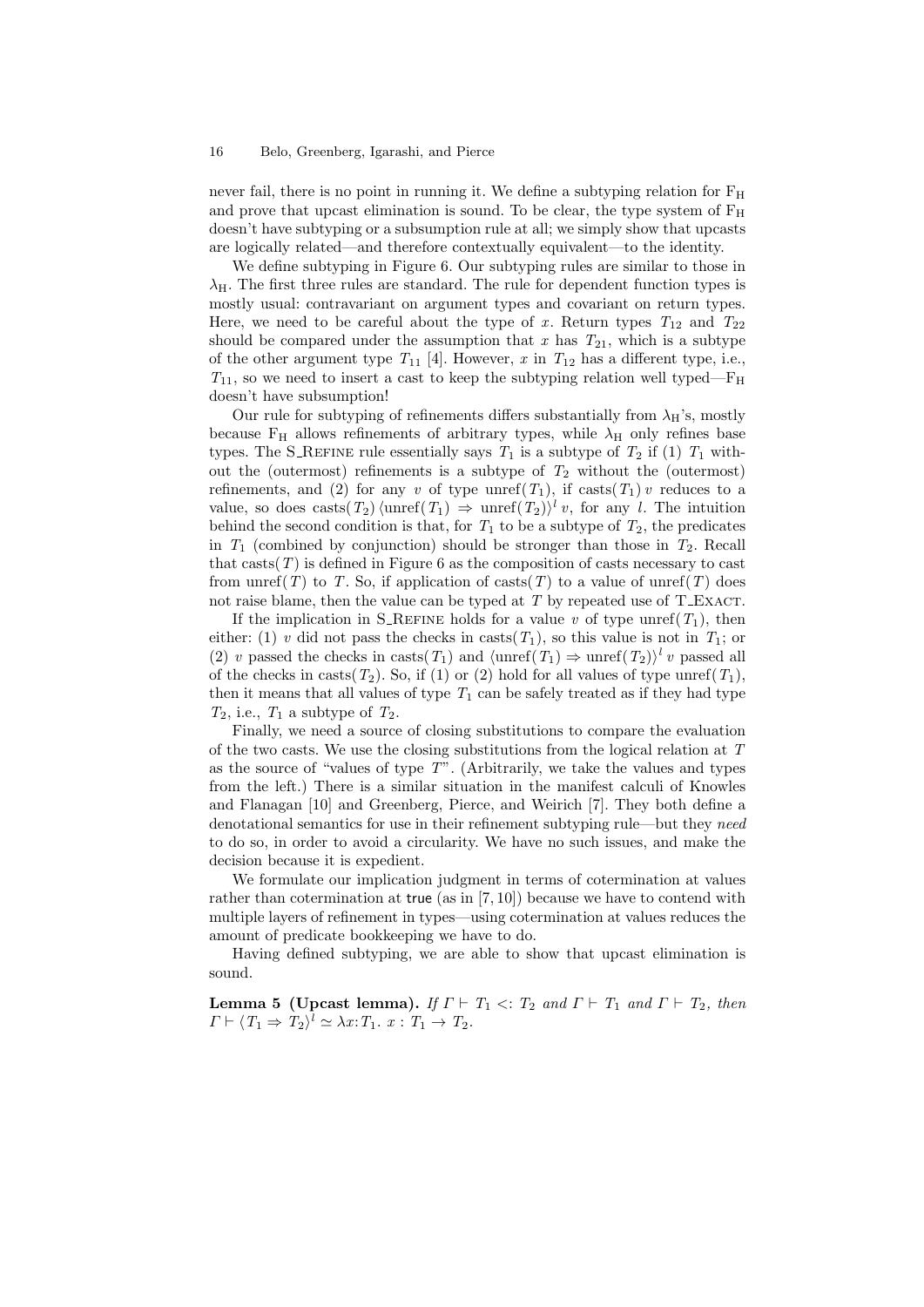never fail, there is no point in running it. We define a subtyping relation for $F_H$ and prove that upcast elimination is sound. To be clear, the type system of $F_H$ doesn't have subtyping or a subsumption rule at all; we simply show that upcasts are logically related—and therefore contextually equivalent—to the identity.

We define subtyping in Figure 6. Our subtyping rules are similar to those in $\lambda_H$. The first three rules are standard. The rule for dependent function types is mostly usual: contravariant on argument types and covariant on return types. Here, we need to be careful about the type of $x$. Return types $T_{12}$ and $T_{22}$ should be compared under the assumption that $x$ has $T_{21}$, which is a subtype of the other argument type $T_{11}$ [4]. However, $x$ in $T_{12}$ has a different type, i.e., $T_{11}$, so we need to insert a cast to keep the subtyping relation well typed—$F_H$ doesn't have subsumption!

Our rule for subtyping of refinements differs substantially from $\lambda_H$'s, mostly because $F_H$ allows refinements of arbitrary types, while $\lambda_H$ only refines base types. The S_Refine rule essentially says $T_1$ is a subtype of $T_2$ if (1) $T_1$ without the (outermost) refinements is a subtype of $T_2$ without the (outermost) refinements, and (2) for any $v$ of type $\mathrm{unref}(T_1)$, if $\mathrm{casts}(T_1)\, v$ reduces to a value, so does $\mathrm{casts}(T_2)\, \langle \mathrm{unref}(T_1) \Rightarrow \mathrm{unref}(T_2)\rangle^l\, v$, for any $l$. The intuition behind the second condition is that, for $T_1$ to be a subtype of $T_2$, the predicates in $T_1$ (combined by conjunction) should be stronger than those in $T_2$. Recall that $\mathrm{casts}(T)$ is defined in Figure 6 as the composition of casts necessary to cast from $\mathrm{unref}(T)$ to $T$. So, if application of $\mathrm{casts}(T)$ to a value of $\mathrm{unref}(T)$ does not raise blame, then the value can be typed at $T$ by repeated use of T_Exact.

If the implication in S_Refine holds for a value $v$ of type $\mathrm{unref}(T_1)$, then either: (1) $v$ did not pass the checks in $\mathrm{casts}(T_1)$, so this value is not in $T_1$; or (2) $v$ passed the checks in $\mathrm{casts}(T_1)$ and $\langle \mathrm{unref}(T_1) \Rightarrow \mathrm{unref}(T_2)\rangle^l\, v$ passed all of the checks in $\mathrm{casts}(T_2)$. So, if (1) or (2) hold for all values of type $\mathrm{unref}(T_1)$, then it means that all values of type $T_1$ can be safely treated as if they had type $T_2$, i.e., $T_1$ a subtype of $T_2$.

Finally, we need a source of closing substitutions to compare the evaluation of the two casts. We use the closing substitutions from the logical relation at $T$ as the source of "values of type $T$". (Arbitrarily, we take the values and types from the left.) There is a similar situation in the manifest calculi of Knowles and Flanagan [10] and Greenberg, Pierce, and Weirich [7]. They both define a denotational semantics for use in their refinement subtyping rule—but they *need* to do so, in order to avoid a circularity. We have no such issues, and make the decision because it is expedient.

We formulate our implication judgment in terms of cotermination at values rather than cotermination at true (as in [7, 10]) because we have to contend with multiple layers of refinement in types—using cotermination at values reduces the amount of predicate bookkeeping we have to do.

Having defined subtyping, we are able to show that upcast elimination is sound.

**Lemma 5 (Upcast lemma).** *If $\Gamma \vdash T_1 <: T_2$ and $\Gamma \vdash T_1$ and $\Gamma \vdash T_2$, then $\Gamma \vdash \langle T_1 \Rightarrow T_2\rangle^l \simeq \lambda x{:}T_1.\ x : T_1 \to T_2$.*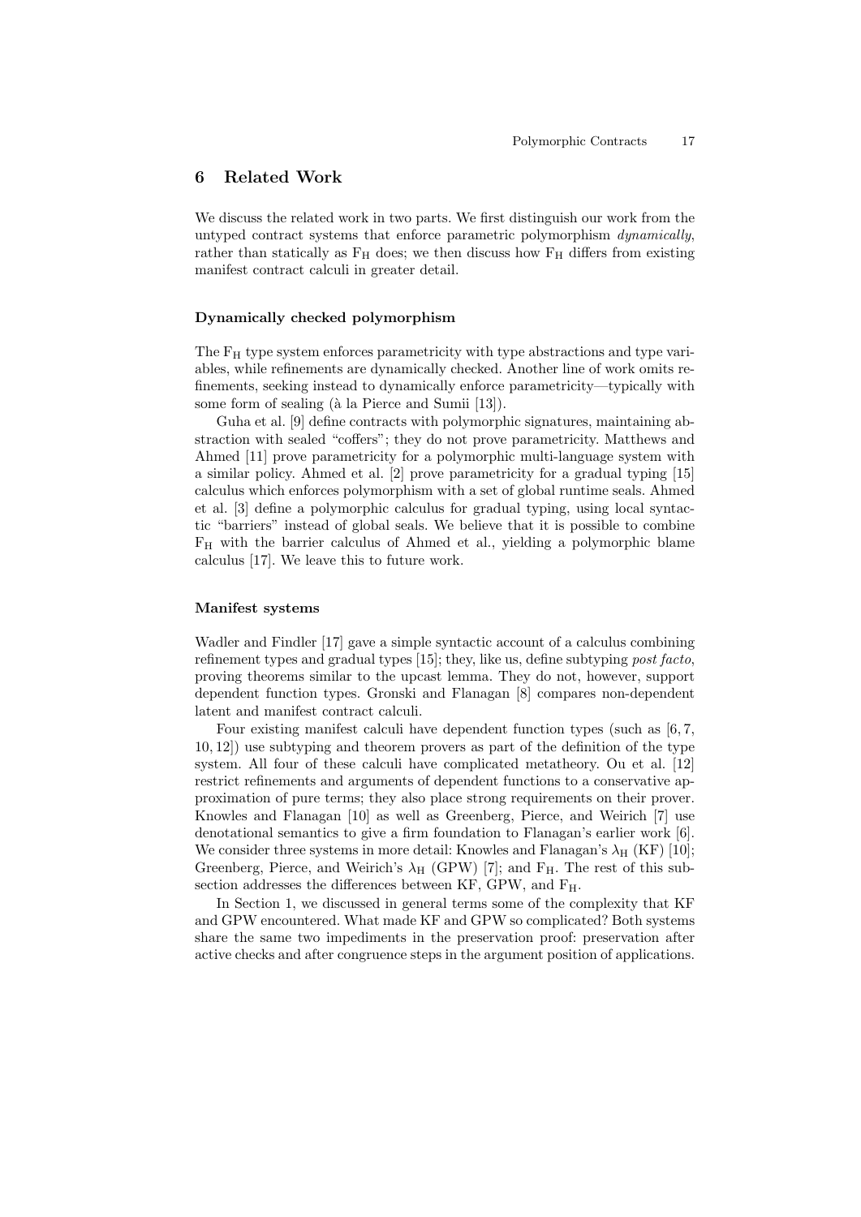## 6 Related Work

We discuss the related work in two parts. We first distinguish our work from the untyped contract systems that enforce parametric polymorphism *dynamically*, rather than statically as $F_H$ does; we then discuss how $F_H$ differs from existing manifest contract calculi in greater detail.

### Dynamically checked polymorphism

The $F_H$ type system enforces parametricity with type abstractions and type variables, while refinements are dynamically checked. Another line of work omits refinements, seeking instead to dynamically enforce parametricity—typically with some form of sealing (à la Pierce and Sumii [13]).

Guha et al. [9] define contracts with polymorphic signatures, maintaining abstraction with sealed "coffers"; they do not prove parametricity. Matthews and Ahmed [11] prove parametricity for a polymorphic multi-language system with a similar policy. Ahmed et al. [2] prove parametricity for a gradual typing [15] calculus which enforces polymorphism with a set of global runtime seals. Ahmed et al. [3] define a polymorphic calculus for gradual typing, using local syntactic "barriers" instead of global seals. We believe that it is possible to combine $F_H$ with the barrier calculus of Ahmed et al., yielding a polymorphic blame calculus [17]. We leave this to future work.

### Manifest systems

Wadler and Findler [17] gave a simple syntactic account of a calculus combining refinement types and gradual types [15]; they, like us, define subtyping *post facto*, proving theorems similar to the upcast lemma. They do not, however, support dependent function types. Gronski and Flanagan [8] compares non-dependent latent and manifest contract calculi.

Four existing manifest calculi have dependent function types (such as [6, 7, 10, 12]) use subtyping and theorem provers as part of the definition of the type system. All four of these calculi have complicated metatheory. Ou et al. [12] restrict refinements and arguments of dependent functions to a conservative approximation of pure terms; they also place strong requirements on their prover. Knowles and Flanagan [10] as well as Greenberg, Pierce, and Weirich [7] use denotational semantics to give a firm foundation to Flanagan's earlier work [6]. We consider three systems in more detail: Knowles and Flanagan's $\lambda_H$ (KF) [10]; Greenberg, Pierce, and Weirich's $\lambda_H$ (GPW) [7]; and $F_H$. The rest of this subsection addresses the differences between KF, GPW, and $F_H$.

In Section 1, we discussed in general terms some of the complexity that KF and GPW encountered. What made KF and GPW so complicated? Both systems share the same two impediments in the preservation proof: preservation after active checks and after congruence steps in the argument position of applications.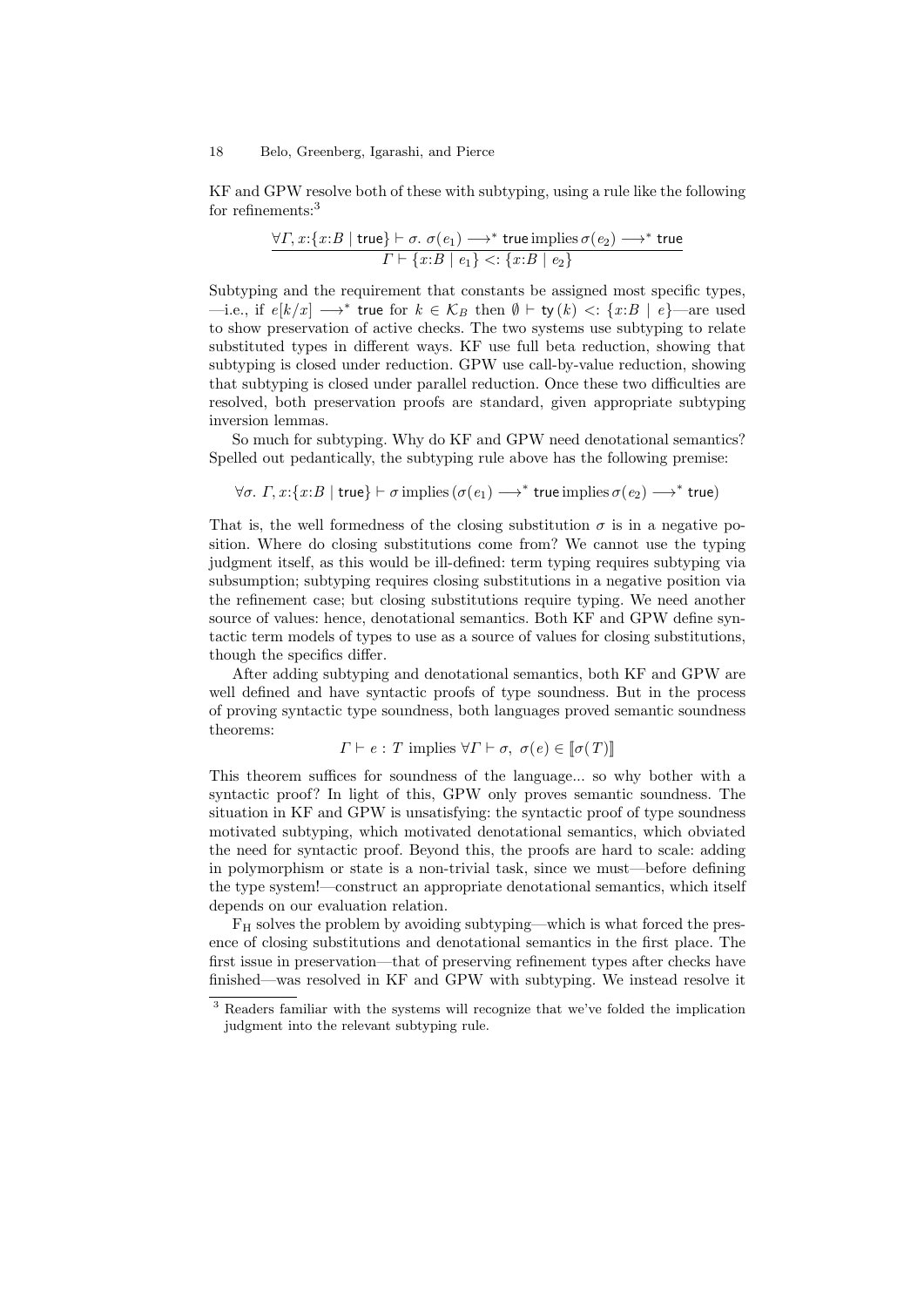KF and GPW resolve both of these with subtyping, using a rule like the following for refinements:[3]

$$\frac{\forall \Gamma, x{:}\{x{:}B \mid \mathsf{true}\} \vdash \sigma.\ \sigma(e_1) \longrightarrow^* \mathsf{true}\,\mathrm{implies}\,\sigma(e_2) \longrightarrow^* \mathsf{true}}{\Gamma \vdash \{x{:}B \mid e_1\} <: \{x{:}B \mid e_2\}}$$

Subtyping and the requirement that constants be assigned most specific types, —i.e., if $e[k/x] \longrightarrow^* \mathsf{true}$ for $k \in \mathcal{K}_B$ then $\emptyset \vdash \mathsf{ty}(k) <: \{x{:}B \mid e\}$—are used to show preservation of active checks. The two systems use subtyping to relate substituted types in different ways. KF use full beta reduction, showing that subtyping is closed under reduction. GPW use call-by-value reduction, showing that subtyping is closed under parallel reduction. Once these two difficulties are resolved, both preservation proofs are standard, given appropriate subtyping inversion lemmas.

So much for subtyping. Why do KF and GPW need denotational semantics? Spelled out pedantically, the subtyping rule above has the following premise:

$$\forall \sigma.\ \Gamma, x{:}\{x{:}B \mid \mathsf{true}\} \vdash \sigma\,\mathrm{implies}\,(\sigma(e_1) \longrightarrow^* \mathsf{true}\,\mathrm{implies}\,\sigma(e_2) \longrightarrow^* \mathsf{true})$$

That is, the well formedness of the closing substitution $\sigma$ is in a negative position. Where do closing substitutions come from? We cannot use the typing judgment itself, as this would be ill-defined: term typing requires subtyping via subsumption; subtyping requires closing substitutions in a negative position via the refinement case; but closing substitutions require typing. We need another source of values: hence, denotational semantics. Both KF and GPW define syntactic term models of types to use as a source of values for closing substitutions, though the specifics differ.

After adding subtyping and denotational semantics, both KF and GPW are well defined and have syntactic proofs of type soundness. But in the process of proving syntactic type soundness, both languages proved semantic soundness theorems:

$$\Gamma \vdash e : T \text{ implies } \forall \Gamma \vdash \sigma,\ \sigma(e) \in [\![\sigma(T)]\!]$$

This theorem suffices for soundness of the language... so why bother with a syntactic proof? In light of this, GPW only proves semantic soundness. The situation in KF and GPW is unsatisfying: the syntactic proof of type soundness motivated subtyping, which motivated denotational semantics, which obviated the need for syntactic proof. Beyond this, the proofs are hard to scale: adding in polymorphism or state is a non-trivial task, since we must—before defining the type system!—construct an appropriate denotational semantics, which itself depends on our evaluation relation.

$\mathrm{F_H}$ solves the problem by avoiding subtyping—which is what forced the presence of closing substitutions and denotational semantics in the first place. The first issue in preservation—that of preserving refinement types after checks have finished—was resolved in KF and GPW with subtyping. We instead resolve it

[3] Readers familiar with the systems will recognize that we've folded the implication judgment into the relevant subtyping rule.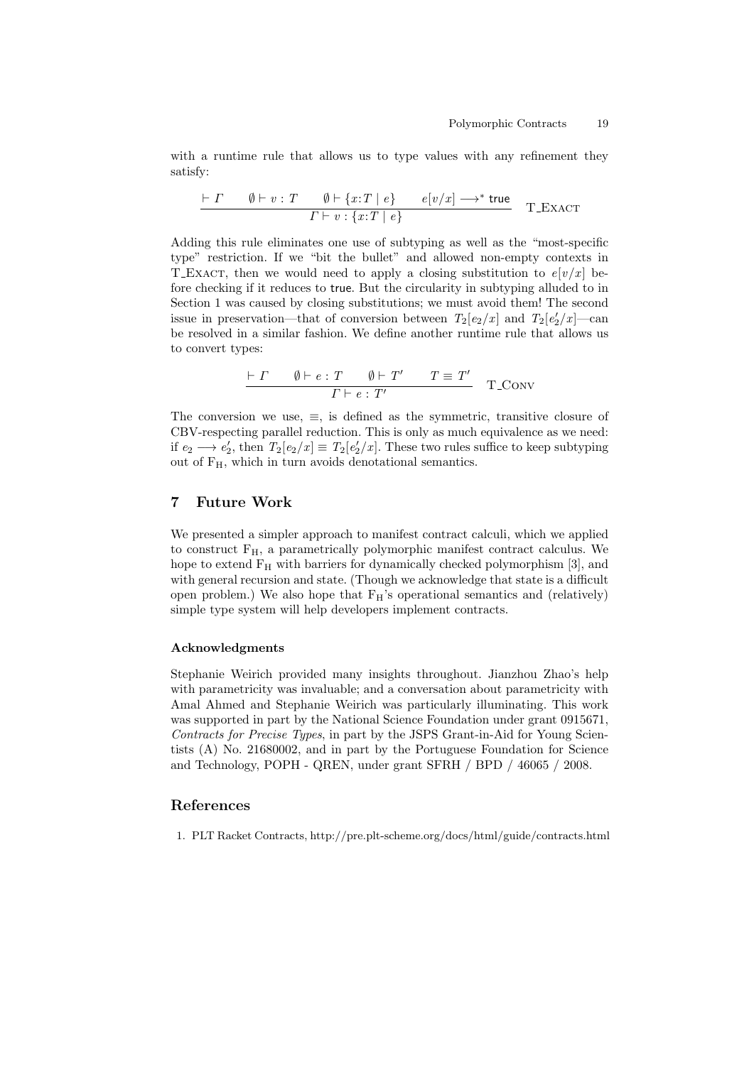with a runtime rule that allows us to type values with any refinement they satisfy:

$$\frac{\vdash \Gamma \qquad \emptyset \vdash v : T \qquad \emptyset \vdash \{x{:}T \mid e\} \qquad e[v/x] \longrightarrow^* \mathsf{true}}{\Gamma \vdash v : \{x{:}T \mid e\}} \quad \text{T\_EXACT}$$

Adding this rule eliminates one use of subtyping as well as the "most-specific type" restriction. If we "bit the bullet" and allowed non-empty contexts in T_EXACT, then we would need to apply a closing substitution to $e[v/x]$ before checking if it reduces to true. But the circularity in subtyping alluded to in Section 1 was caused by closing substitutions; we must avoid them! The second issue in preservation—that of conversion between $T_2[e_2/x]$ and $T_2[e_2'/x]$—can be resolved in a similar fashion. We define another runtime rule that allows us to convert types:

$$\frac{\vdash \Gamma \qquad \emptyset \vdash e : T \qquad \emptyset \vdash T' \qquad T \equiv T'}{\Gamma \vdash e : T'} \quad \text{T\_CONV}$$

The conversion we use, $\equiv$, is defined as the symmetric, transitive closure of CBV-respecting parallel reduction. This is only as much equivalence as we need: if $e_2 \longrightarrow e_2'$, then $T_2[e_2/x] \equiv T_2[e_2'/x]$. These two rules suffice to keep subtyping out of $\mathrm{F_H}$, which in turn avoids denotational semantics.

## 7 Future Work

We presented a simpler approach to manifest contract calculi, which we applied to construct $\mathrm{F_H}$, a parametrically polymorphic manifest contract calculus. We hope to extend $\mathrm{F_H}$ with barriers for dynamically checked polymorphism [3], and with general recursion and state. (Though we acknowledge that state is a difficult open problem.) We also hope that $\mathrm{F_H}$'s operational semantics and (relatively) simple type system will help developers implement contracts.

### Acknowledgments

Stephanie Weirich provided many insights throughout. Jianzhou Zhao's help with parametricity was invaluable; and a conversation about parametricity with Amal Ahmed and Stephanie Weirich was particularly illuminating. This work was supported in part by the National Science Foundation under grant 0915671, *Contracts for Precise Types*, in part by the JSPS Grant-in-Aid for Young Scientists (A) No. 21680002, and in part by the Portuguese Foundation for Science and Technology, POPH - QREN, under grant SFRH / BPD / 46065 / 2008.

## References

1. PLT Racket Contracts, http://pre.plt-scheme.org/docs/html/guide/contracts.html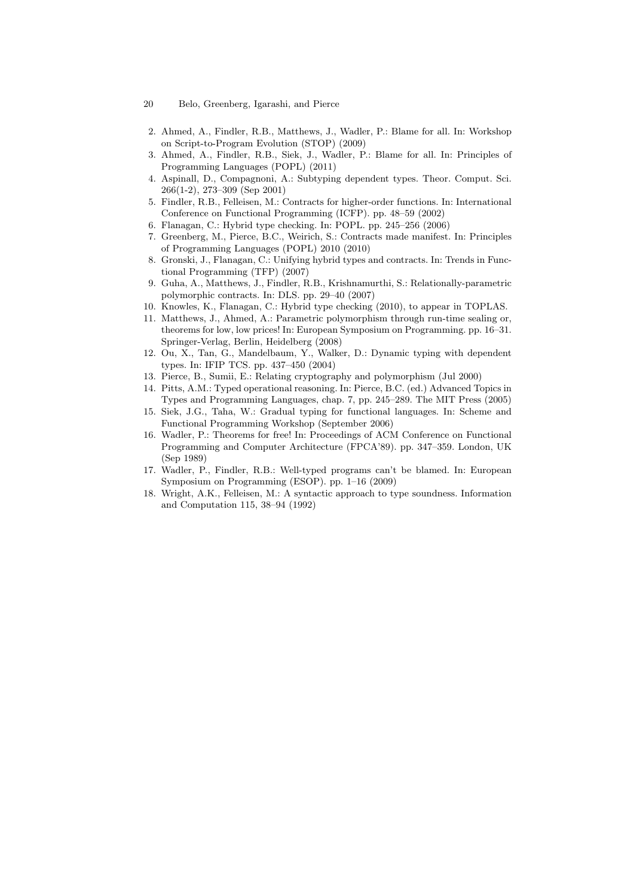2. Ahmed, A., Findler, R.B., Matthews, J., Wadler, P.: Blame for all. In: Workshop on Script-to-Program Evolution (STOP) (2009)
3. Ahmed, A., Findler, R.B., Siek, J., Wadler, P.: Blame for all. In: Principles of Programming Languages (POPL) (2011)
4. Aspinall, D., Compagnoni, A.: Subtyping dependent types. Theor. Comput. Sci. 266(1-2), 273–309 (Sep 2001)
5. Findler, R.B., Felleisen, M.: Contracts for higher-order functions. In: International Conference on Functional Programming (ICFP). pp. 48–59 (2002)
6. Flanagan, C.: Hybrid type checking. In: POPL. pp. 245–256 (2006)
7. Greenberg, M., Pierce, B.C., Weirich, S.: Contracts made manifest. In: Principles of Programming Languages (POPL) 2010 (2010)
8. Gronski, J., Flanagan, C.: Unifying hybrid types and contracts. In: Trends in Functional Programming (TFP) (2007)
9. Guha, A., Matthews, J., Findler, R.B., Krishnamurthi, S.: Relationally-parametric polymorphic contracts. In: DLS. pp. 29–40 (2007)
10. Knowles, K., Flanagan, C.: Hybrid type checking (2010), to appear in TOPLAS.
11. Matthews, J., Ahmed, A.: Parametric polymorphism through run-time sealing or, theorems for low, low prices! In: European Symposium on Programming. pp. 16–31. Springer-Verlag, Berlin, Heidelberg (2008)
12. Ou, X., Tan, G., Mandelbaum, Y., Walker, D.: Dynamic typing with dependent types. In: IFIP TCS. pp. 437–450 (2004)
13. Pierce, B., Sumii, E.: Relating cryptography and polymorphism (Jul 2000)
14. Pitts, A.M.: Typed operational reasoning. In: Pierce, B.C. (ed.) Advanced Topics in Types and Programming Languages, chap. 7, pp. 245–289. The MIT Press (2005)
15. Siek, J.G., Taha, W.: Gradual typing for functional languages. In: Scheme and Functional Programming Workshop (September 2006)
16. Wadler, P.: Theorems for free! In: Proceedings of ACM Conference on Functional Programming and Computer Architecture (FPCA'89). pp. 347–359. London, UK (Sep 1989)
17. Wadler, P., Findler, R.B.: Well-typed programs can't be blamed. In: European Symposium on Programming (ESOP). pp. 1–16 (2009)
18. Wright, A.K., Felleisen, M.: A syntactic approach to type soundness. Information and Computation 115, 38–94 (1992)